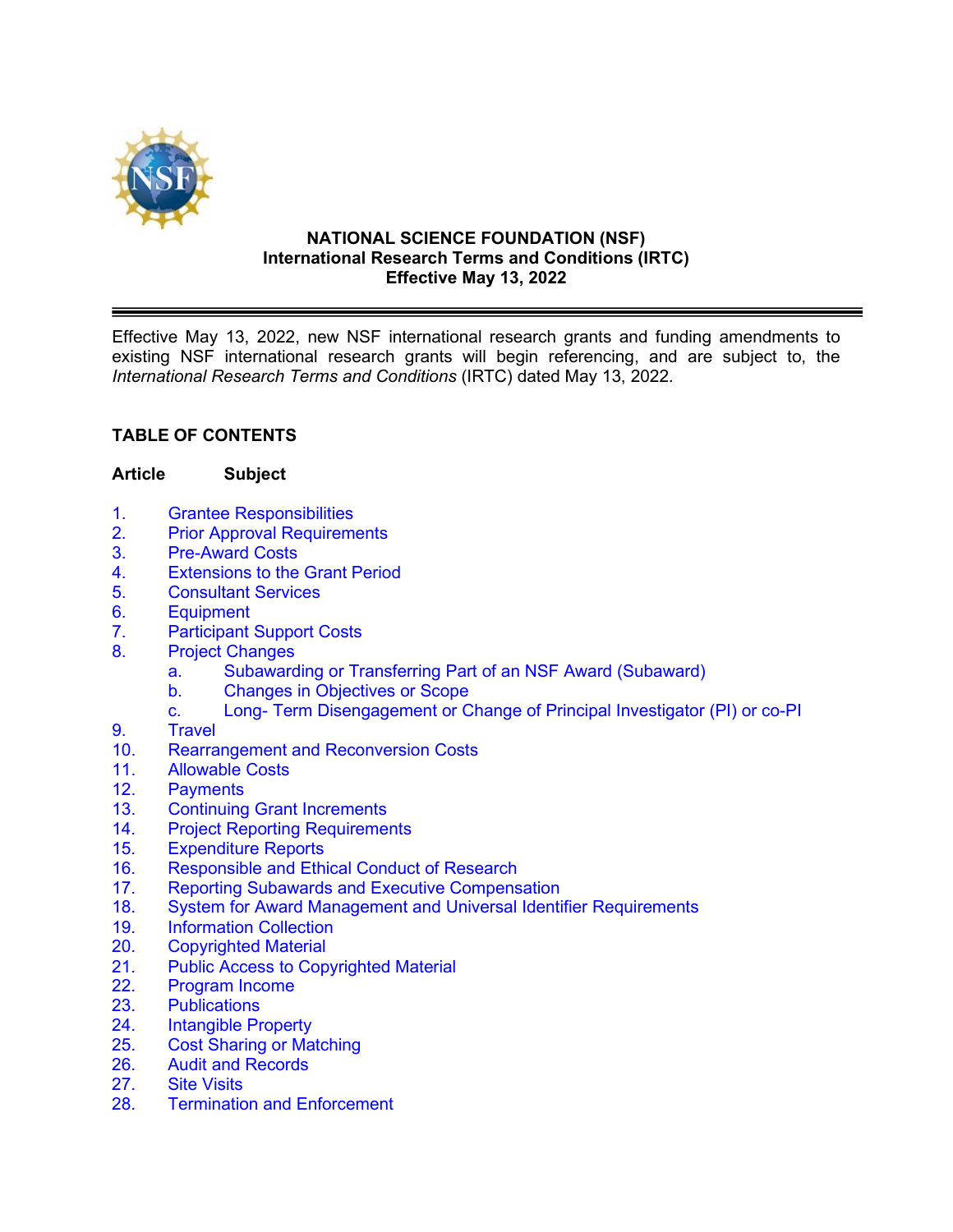# NATIONAL SCIENCE FOUNDATION (NSF)
## International Research Terms and Conditions (IRTC)
## Effective May 13, 2022

---

Effective May 13, 2022, new NSF international research grants and funding amendments to existing NSF international research grants will begin referencing, and are subject to, the *International Research Terms and Conditions* (IRTC) dated May 13, 2022.

**TABLE OF CONTENTS**

| **Article** | **Subject** |
|---|---|
| 1. | Grantee Responsibilities |
| 2. | Prior Approval Requirements |
| 3. | Pre-Award Costs |
| 4. | Extensions to the Grant Period |
| 5. | Consultant Services |
| 6. | Equipment |
| 7. | Participant Support Costs |
| 8. | Project Changes |
| | a. Subawarding or Transferring Part of an NSF Award (Subaward) |
| | b. Changes in Objectives or Scope |
| | c. Long- Term Disengagement or Change of Principal Investigator (PI) or co-PI |
| 9. | Travel |
| 10. | Rearrangement and Reconversion Costs |
| 11. | Allowable Costs |
| 12. | Payments |
| 13. | Continuing Grant Increments |
| 14. | Project Reporting Requirements |
| 15. | Expenditure Reports |
| 16. | Responsible and Ethical Conduct of Research |
| 17. | Reporting Subawards and Executive Compensation |
| 18. | System for Award Management and Universal Identifier Requirements |
| 19. | Information Collection |
| 20. | Copyrighted Material |
| 21. | Public Access to Copyrighted Material |
| 22. | Program Income |
| 23. | Publications |
| 24. | Intangible Property |
| 25. | Cost Sharing or Matching |
| 26. | Audit and Records |
| 27. | Site Visits |
| 28. | Termination and Enforcement |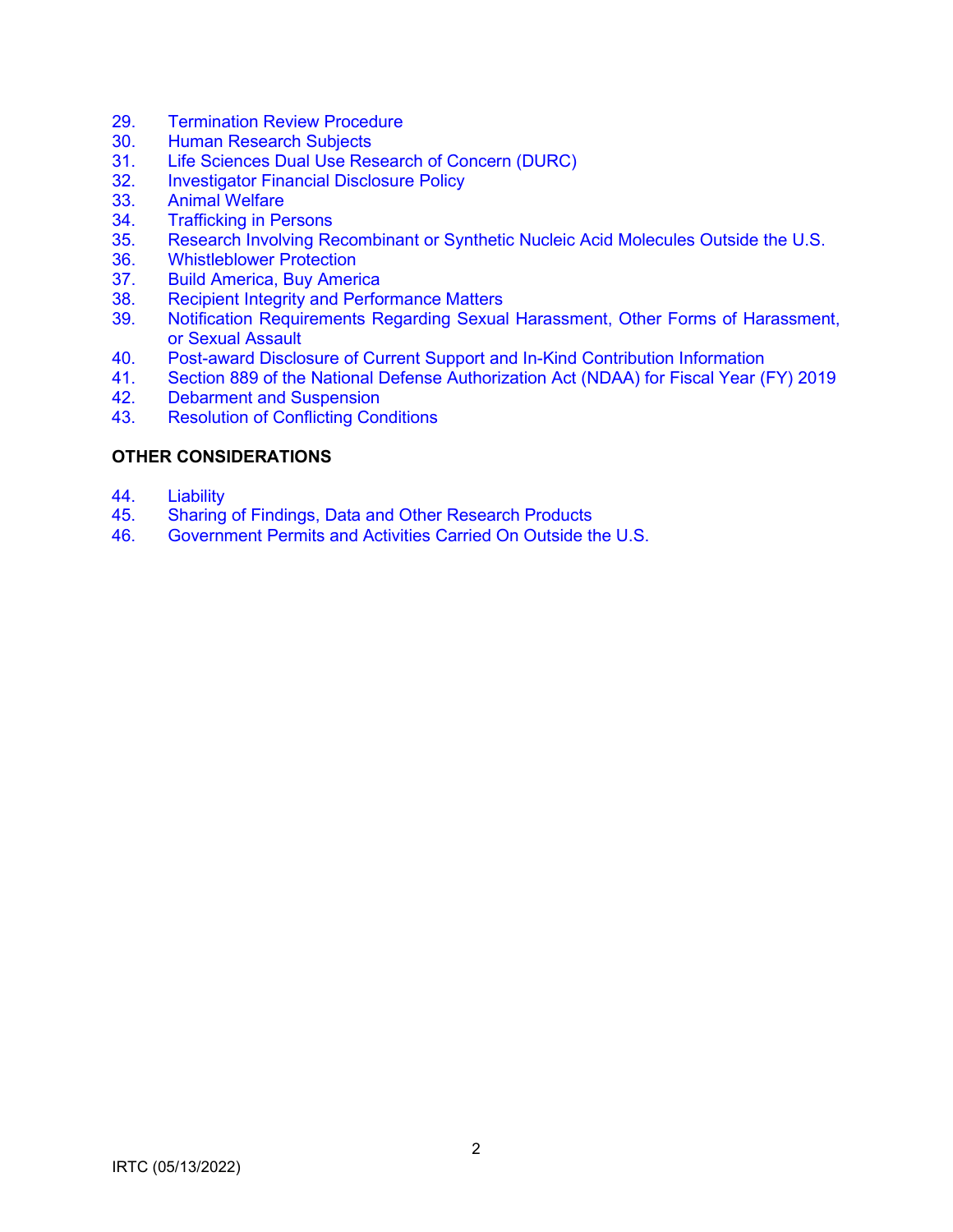29. Termination Review Procedure
30. Human Research Subjects
31. Life Sciences Dual Use Research of Concern (DURC)
32. Investigator Financial Disclosure Policy
33. Animal Welfare
34. Trafficking in Persons
35. Research Involving Recombinant or Synthetic Nucleic Acid Molecules Outside the U.S.
36. Whistleblower Protection
37. Build America, Buy America
38. Recipient Integrity and Performance Matters
39. Notification Requirements Regarding Sexual Harassment, Other Forms of Harassment, or Sexual Assault
40. Post-award Disclosure of Current Support and In-Kind Contribution Information
41. Section 889 of the National Defense Authorization Act (NDAA) for Fiscal Year (FY) 2019
42. Debarment and Suspension
43. Resolution of Conflicting Conditions

**OTHER CONSIDERATIONS**

44. Liability
45. Sharing of Findings, Data and Other Research Products
46. Government Permits and Activities Carried On Outside the U.S.

IRTC (05/13/2022)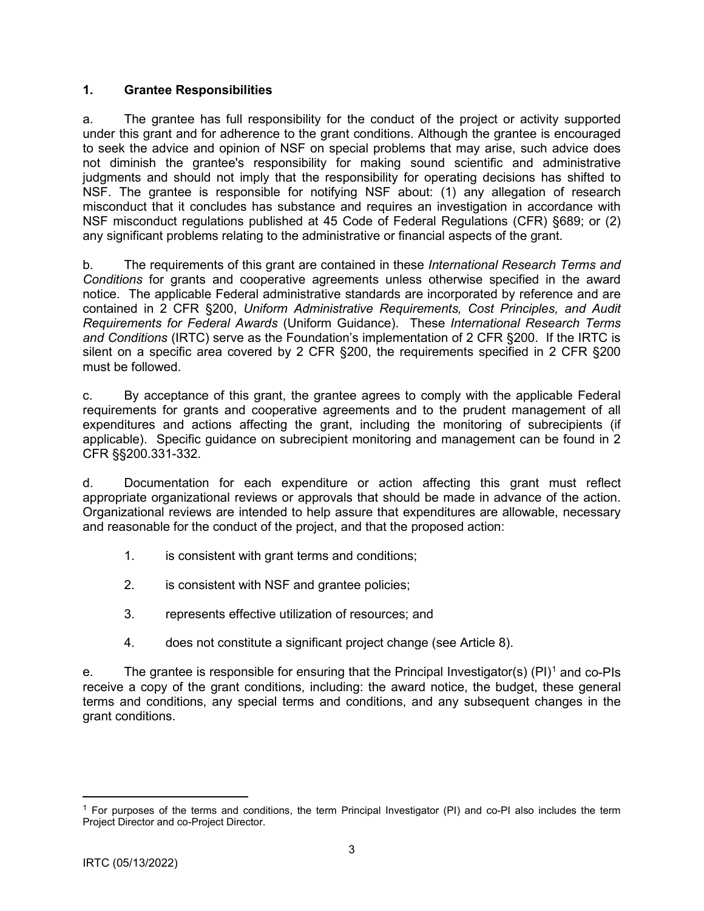## 1. Grantee Responsibilities

a. The grantee has full responsibility for the conduct of the project or activity supported under this grant and for adherence to the grant conditions. Although the grantee is encouraged to seek the advice and opinion of NSF on special problems that may arise, such advice does not diminish the grantee's responsibility for making sound scientific and administrative judgments and should not imply that the responsibility for operating decisions has shifted to NSF. The grantee is responsible for notifying NSF about: (1) any allegation of research misconduct that it concludes has substance and requires an investigation in accordance with NSF misconduct regulations published at 45 Code of Federal Regulations (CFR) §689; or (2) any significant problems relating to the administrative or financial aspects of the grant.

b. The requirements of this grant are contained in these *International Research Terms and Conditions* for grants and cooperative agreements unless otherwise specified in the award notice. The applicable Federal administrative standards are incorporated by reference and are contained in 2 CFR §200, *Uniform Administrative Requirements, Cost Principles, and Audit Requirements for Federal Awards* (Uniform Guidance). These *International Research Terms and Conditions* (IRTC) serve as the Foundation's implementation of 2 CFR §200. If the IRTC is silent on a specific area covered by 2 CFR §200, the requirements specified in 2 CFR §200 must be followed.

c. By acceptance of this grant, the grantee agrees to comply with the applicable Federal requirements for grants and cooperative agreements and to the prudent management of all expenditures and actions affecting the grant, including the monitoring of subrecipients (if applicable). Specific guidance on subrecipient monitoring and management can be found in 2 CFR §§200.331-332.

d. Documentation for each expenditure or action affecting this grant must reflect appropriate organizational reviews or approvals that should be made in advance of the action. Organizational reviews are intended to help assure that expenditures are allowable, necessary and reasonable for the conduct of the project, and that the proposed action:

1. is consistent with grant terms and conditions;

2. is consistent with NSF and grantee policies;

3. represents effective utilization of resources; and

4. does not constitute a significant project change (see Article 8).

e. The grantee is responsible for ensuring that the Principal Investigator(s) (PI)[1] and co-PIs receive a copy of the grant conditions, including: the award notice, the budget, these general terms and conditions, any special terms and conditions, and any subsequent changes in the grant conditions.

[1] For purposes of the terms and conditions, the term Principal Investigator (PI) and co-PI also includes the term Project Director and co-Project Director.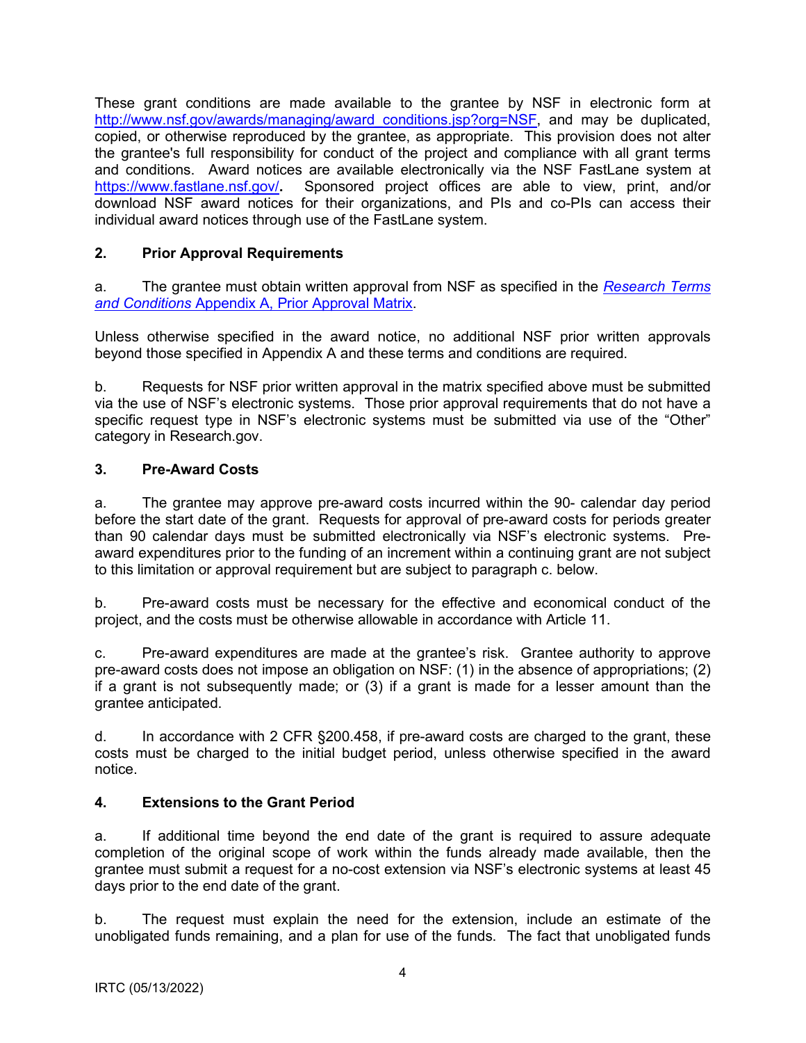These grant conditions are made available to the grantee by NSF in electronic form at [http://www.nsf.gov/awards/managing/award_conditions.jsp?org=NSF](http://www.nsf.gov/awards/managing/award_conditions.jsp?org=NSF), and may be duplicated, copied, or otherwise reproduced by the grantee, as appropriate. This provision does not alter the grantee's full responsibility for conduct of the project and compliance with all grant terms and conditions. Award notices are available electronically via the NSF FastLane system at [https://www.fastlane.nsf.gov/](https://www.fastlane.nsf.gov/)**.** Sponsored project offices are able to view, print, and/or download NSF award notices for their organizations, and PIs and co-PIs can access their individual award notices through use of the FastLane system.

## 2. Prior Approval Requirements

a. The grantee must obtain written approval from NSF as specified in the *Research Terms and Conditions* Appendix A, Prior Approval Matrix.

Unless otherwise specified in the award notice, no additional NSF prior written approvals beyond those specified in Appendix A and these terms and conditions are required.

b. Requests for NSF prior written approval in the matrix specified above must be submitted via the use of NSF's electronic systems. Those prior approval requirements that do not have a specific request type in NSF's electronic systems must be submitted via use of the "Other" category in Research.gov.

## 3. Pre-Award Costs

a. The grantee may approve pre-award costs incurred within the 90- calendar day period before the start date of the grant. Requests for approval of pre-award costs for periods greater than 90 calendar days must be submitted electronically via NSF's electronic systems. Pre-award expenditures prior to the funding of an increment within a continuing grant are not subject to this limitation or approval requirement but are subject to paragraph c. below.

b. Pre-award costs must be necessary for the effective and economical conduct of the project, and the costs must be otherwise allowable in accordance with Article 11.

c. Pre-award expenditures are made at the grantee's risk. Grantee authority to approve pre-award costs does not impose an obligation on NSF: (1) in the absence of appropriations; (2) if a grant is not subsequently made; or (3) if a grant is made for a lesser amount than the grantee anticipated.

d. In accordance with 2 CFR §200.458, if pre-award costs are charged to the grant, these costs must be charged to the initial budget period, unless otherwise specified in the award notice.

## 4. Extensions to the Grant Period

a. If additional time beyond the end date of the grant is required to assure adequate completion of the original scope of work within the funds already made available, then the grantee must submit a request for a no-cost extension via NSF's electronic systems at least 45 days prior to the end date of the grant.

b. The request must explain the need for the extension, include an estimate of the unobligated funds remaining, and a plan for use of the funds. The fact that unobligated funds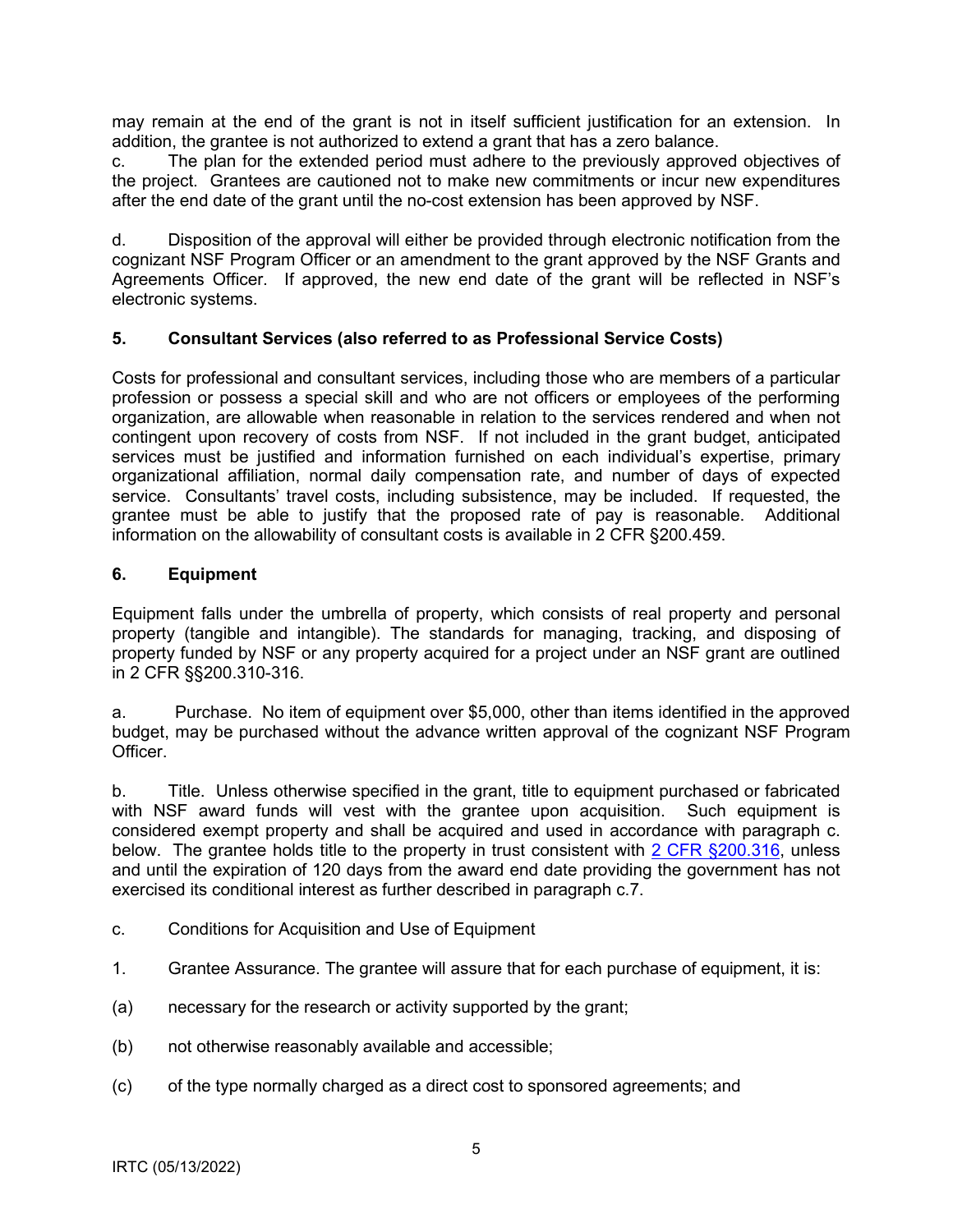may remain at the end of the grant is not in itself sufficient justification for an extension. In addition, the grantee is not authorized to extend a grant that has a zero balance.

c. The plan for the extended period must adhere to the previously approved objectives of the project. Grantees are cautioned not to make new commitments or incur new expenditures after the end date of the grant until the no-cost extension has been approved by NSF.

d. Disposition of the approval will either be provided through electronic notification from the cognizant NSF Program Officer or an amendment to the grant approved by the NSF Grants and Agreements Officer. If approved, the new end date of the grant will be reflected in NSF's electronic systems.

**5. Consultant Services (also referred to as Professional Service Costs)**

Costs for professional and consultant services, including those who are members of a particular profession or possess a special skill and who are not officers or employees of the performing organization, are allowable when reasonable in relation to the services rendered and when not contingent upon recovery of costs from NSF. If not included in the grant budget, anticipated services must be justified and information furnished on each individual's expertise, primary organizational affiliation, normal daily compensation rate, and number of days of expected service. Consultants' travel costs, including subsistence, may be included. If requested, the grantee must be able to justify that the proposed rate of pay is reasonable. Additional information on the allowability of consultant costs is available in 2 CFR §200.459.

**6. Equipment**

Equipment falls under the umbrella of property, which consists of real property and personal property (tangible and intangible). The standards for managing, tracking, and disposing of property funded by NSF or any property acquired for a project under an NSF grant are outlined in 2 CFR §§200.310-316.

a. Purchase. No item of equipment over $5,000, other than items identified in the approved budget, may be purchased without the advance written approval of the cognizant NSF Program Officer.

b. Title. Unless otherwise specified in the grant, title to equipment purchased or fabricated with NSF award funds will vest with the grantee upon acquisition. Such equipment is considered exempt property and shall be acquired and used in accordance with paragraph c. below. The grantee holds title to the property in trust consistent with [2 CFR §200.316](), unless and until the expiration of 120 days from the award end date providing the government has not exercised its conditional interest as further described in paragraph c.7.

c. Conditions for Acquisition and Use of Equipment

1. Grantee Assurance. The grantee will assure that for each purchase of equipment, it is:

(a) necessary for the research or activity supported by the grant;

(b) not otherwise reasonably available and accessible;

(c) of the type normally charged as a direct cost to sponsored agreements; and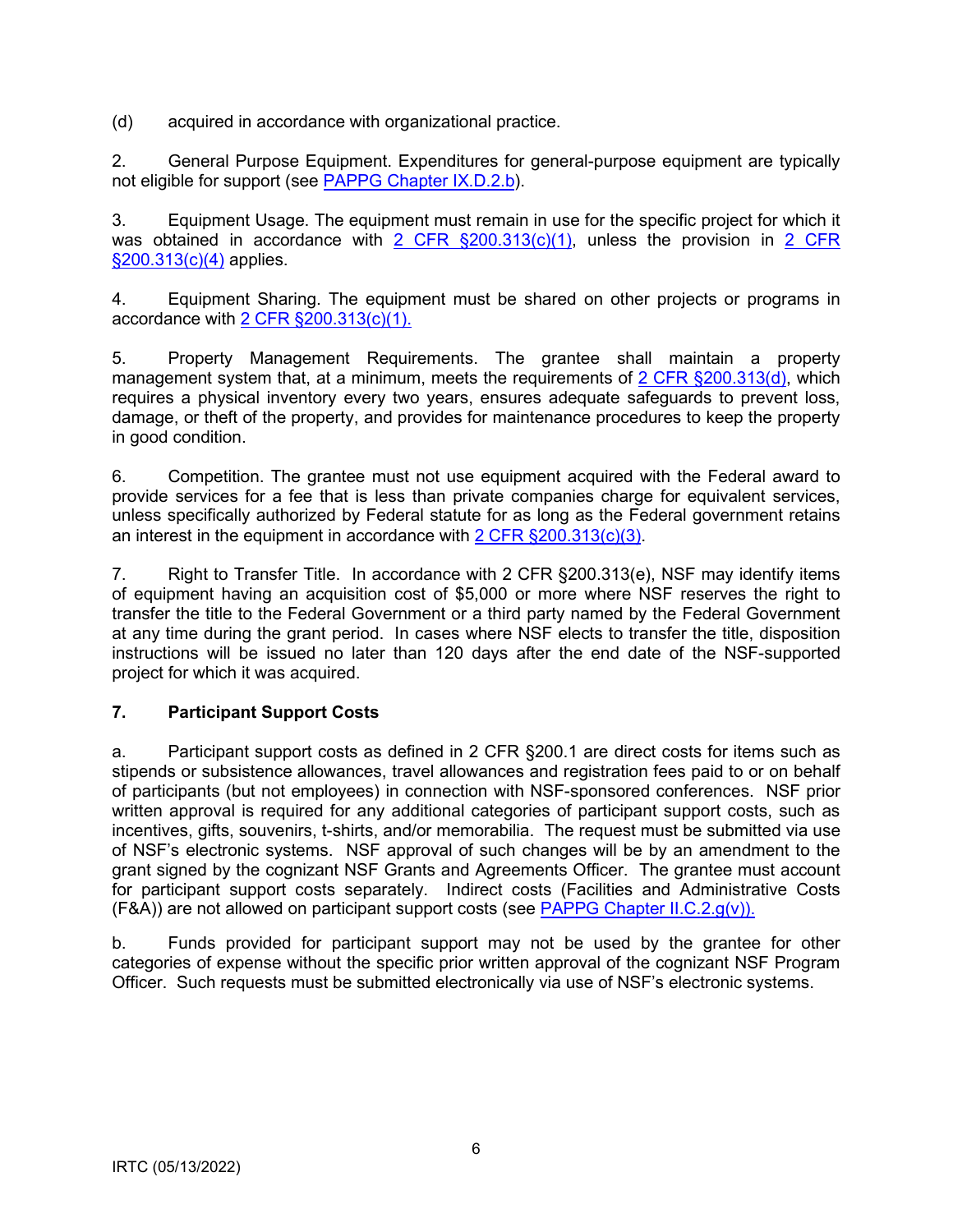(d) acquired in accordance with organizational practice.

2. General Purpose Equipment. Expenditures for general-purpose equipment are typically not eligible for support (see PAPPG Chapter IX.D.2.b).

3. Equipment Usage. The equipment must remain in use for the specific project for which it was obtained in accordance with 2 CFR §200.313(c)(1), unless the provision in 2 CFR §200.313(c)(4) applies.

4. Equipment Sharing. The equipment must be shared on other projects or programs in accordance with 2 CFR §200.313(c)(1).

5. Property Management Requirements. The grantee shall maintain a property management system that, at a minimum, meets the requirements of 2 CFR §200.313(d), which requires a physical inventory every two years, ensures adequate safeguards to prevent loss, damage, or theft of the property, and provides for maintenance procedures to keep the property in good condition.

6. Competition. The grantee must not use equipment acquired with the Federal award to provide services for a fee that is less than private companies charge for equivalent services, unless specifically authorized by Federal statute for as long as the Federal government retains an interest in the equipment in accordance with 2 CFR §200.313(c)(3).

7. Right to Transfer Title. In accordance with 2 CFR §200.313(e), NSF may identify items of equipment having an acquisition cost of $5,000 or more where NSF reserves the right to transfer the title to the Federal Government or a third party named by the Federal Government at any time during the grant period. In cases where NSF elects to transfer the title, disposition instructions will be issued no later than 120 days after the end date of the NSF-supported project for which it was acquired.

**7. Participant Support Costs**

a. Participant support costs as defined in 2 CFR §200.1 are direct costs for items such as stipends or subsistence allowances, travel allowances and registration fees paid to or on behalf of participants (but not employees) in connection with NSF-sponsored conferences. NSF prior written approval is required for any additional categories of participant support costs, such as incentives, gifts, souvenirs, t-shirts, and/or memorabilia. The request must be submitted via use of NSF's electronic systems. NSF approval of such changes will be by an amendment to the grant signed by the cognizant NSF Grants and Agreements Officer. The grantee must account for participant support costs separately. Indirect costs (Facilities and Administrative Costs (F&A)) are not allowed on participant support costs (see PAPPG Chapter II.C.2.g(v)).

b. Funds provided for participant support may not be used by the grantee for other categories of expense without the specific prior written approval of the cognizant NSF Program Officer. Such requests must be submitted electronically via use of NSF's electronic systems.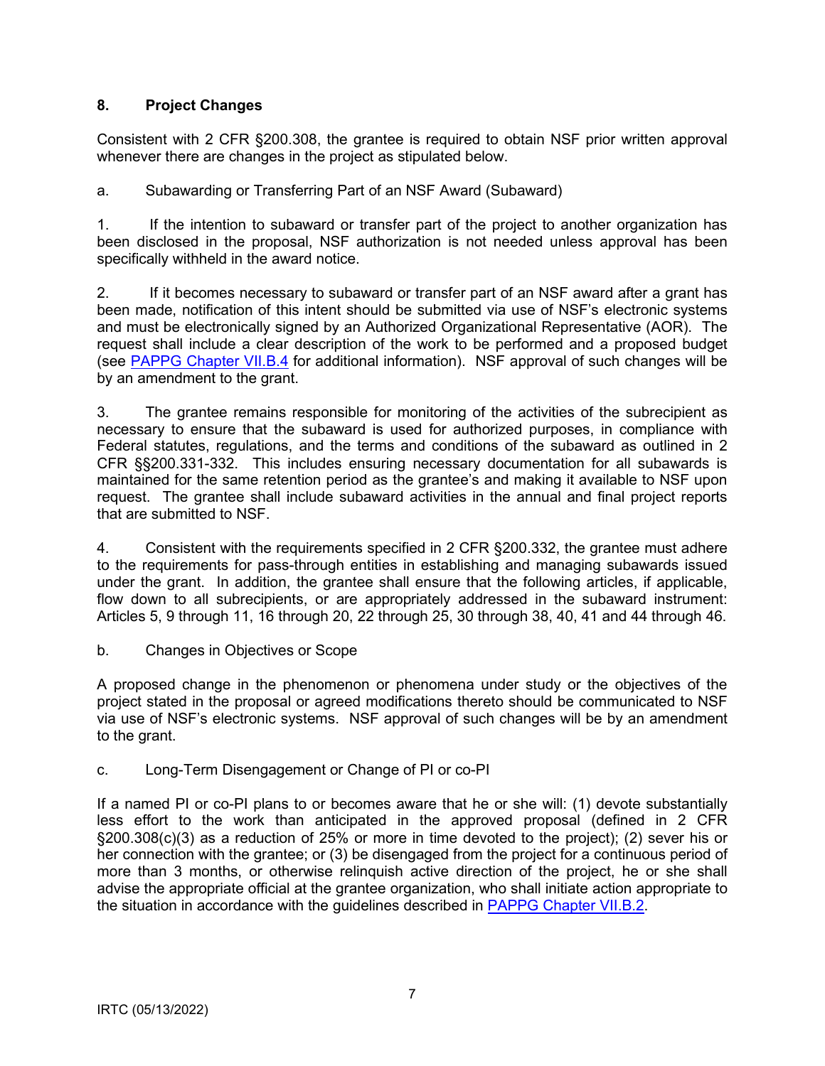## 8. Project Changes

Consistent with 2 CFR §200.308, the grantee is required to obtain NSF prior written approval whenever there are changes in the project as stipulated below.

a. Subawarding or Transferring Part of an NSF Award (Subaward)

1. If the intention to subaward or transfer part of the project to another organization has been disclosed in the proposal, NSF authorization is not needed unless approval has been specifically withheld in the award notice.

2. If it becomes necessary to subaward or transfer part of an NSF award after a grant has been made, notification of this intent should be submitted via use of NSF's electronic systems and must be electronically signed by an Authorized Organizational Representative (AOR). The request shall include a clear description of the work to be performed and a proposed budget (see [PAPPG Chapter VII.B.4](#) for additional information). NSF approval of such changes will be by an amendment to the grant.

3. The grantee remains responsible for monitoring of the activities of the subrecipient as necessary to ensure that the subaward is used for authorized purposes, in compliance with Federal statutes, regulations, and the terms and conditions of the subaward as outlined in 2 CFR §§200.331-332. This includes ensuring necessary documentation for all subawards is maintained for the same retention period as the grantee's and making it available to NSF upon request. The grantee shall include subaward activities in the annual and final project reports that are submitted to NSF.

4. Consistent with the requirements specified in 2 CFR §200.332, the grantee must adhere to the requirements for pass-through entities in establishing and managing subawards issued under the grant. In addition, the grantee shall ensure that the following articles, if applicable, flow down to all subrecipients, or are appropriately addressed in the subaward instrument: Articles 5, 9 through 11, 16 through 20, 22 through 25, 30 through 38, 40, 41 and 44 through 46.

b. Changes in Objectives or Scope

A proposed change in the phenomenon or phenomena under study or the objectives of the project stated in the proposal or agreed modifications thereto should be communicated to NSF via use of NSF's electronic systems. NSF approval of such changes will be by an amendment to the grant.

c. Long-Term Disengagement or Change of PI or co-PI

If a named PI or co-PI plans to or becomes aware that he or she will: (1) devote substantially less effort to the work than anticipated in the approved proposal (defined in 2 CFR §200.308(c)(3) as a reduction of 25% or more in time devoted to the project); (2) sever his or her connection with the grantee; or (3) be disengaged from the project for a continuous period of more than 3 months, or otherwise relinquish active direction of the project, he or she shall advise the appropriate official at the grantee organization, who shall initiate action appropriate to the situation in accordance with the guidelines described in [PAPPG Chapter VII.B.2](#).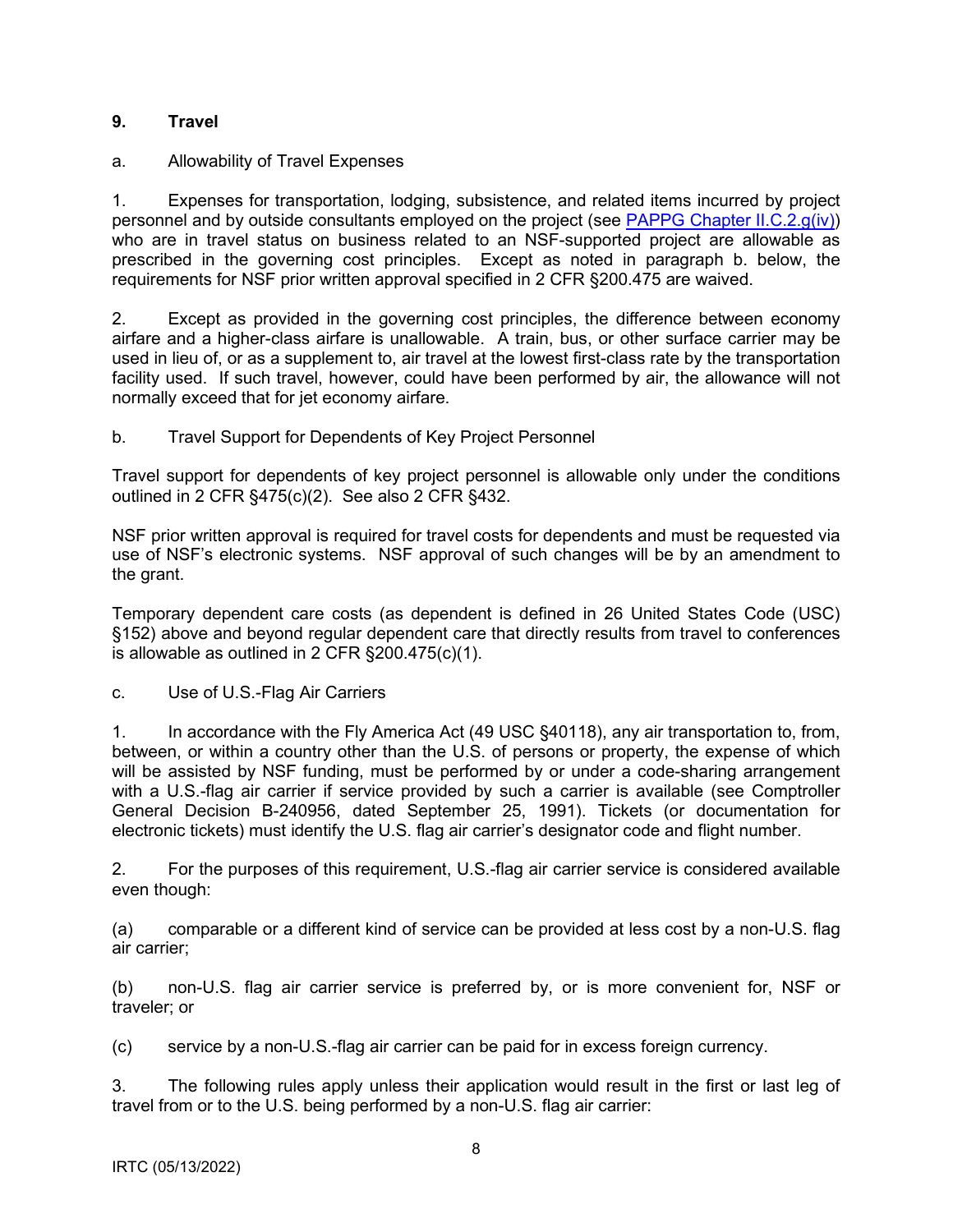## 9. Travel

a. Allowability of Travel Expenses

1. Expenses for transportation, lodging, subsistence, and related items incurred by project personnel and by outside consultants employed on the project (see [PAPPG Chapter II.C.2.g(iv)]) who are in travel status on business related to an NSF-supported project are allowable as prescribed in the governing cost principles. Except as noted in paragraph b. below, the requirements for NSF prior written approval specified in 2 CFR §200.475 are waived.

2. Except as provided in the governing cost principles, the difference between economy airfare and a higher-class airfare is unallowable. A train, bus, or other surface carrier may be used in lieu of, or as a supplement to, air travel at the lowest first-class rate by the transportation facility used. If such travel, however, could have been performed by air, the allowance will not normally exceed that for jet economy airfare.

b. Travel Support for Dependents of Key Project Personnel

Travel support for dependents of key project personnel is allowable only under the conditions outlined in 2 CFR §475(c)(2). See also 2 CFR §432.

NSF prior written approval is required for travel costs for dependents and must be requested via use of NSF's electronic systems. NSF approval of such changes will be by an amendment to the grant.

Temporary dependent care costs (as dependent is defined in 26 United States Code (USC) §152) above and beyond regular dependent care that directly results from travel to conferences is allowable as outlined in 2 CFR §200.475(c)(1).

c. Use of U.S.-Flag Air Carriers

1. In accordance with the Fly America Act (49 USC §40118), any air transportation to, from, between, or within a country other than the U.S. of persons or property, the expense of which will be assisted by NSF funding, must be performed by or under a code-sharing arrangement with a U.S.-flag air carrier if service provided by such a carrier is available (see Comptroller General Decision B-240956, dated September 25, 1991). Tickets (or documentation for electronic tickets) must identify the U.S. flag air carrier's designator code and flight number.

2. For the purposes of this requirement, U.S.-flag air carrier service is considered available even though:

(a) comparable or a different kind of service can be provided at less cost by a non-U.S. flag air carrier;

(b) non-U.S. flag air carrier service is preferred by, or is more convenient for, NSF or traveler; or

(c) service by a non-U.S.-flag air carrier can be paid for in excess foreign currency.

3. The following rules apply unless their application would result in the first or last leg of travel from or to the U.S. being performed by a non-U.S. flag air carrier:

IRTC (05/13/2022)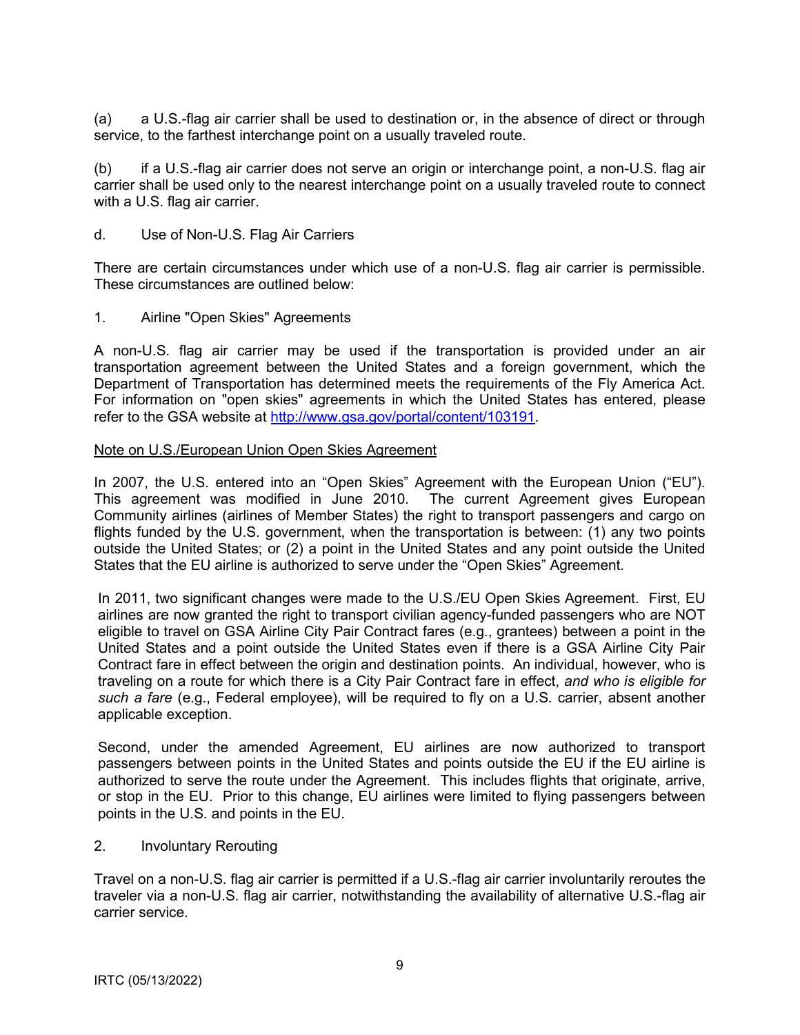(a) a U.S.-flag air carrier shall be used to destination or, in the absence of direct or through service, to the farthest interchange point on a usually traveled route.

(b) if a U.S.-flag air carrier does not serve an origin or interchange point, a non-U.S. flag air carrier shall be used only to the nearest interchange point on a usually traveled route to connect with a U.S. flag air carrier.

d. Use of Non-U.S. Flag Air Carriers

There are certain circumstances under which use of a non-U.S. flag air carrier is permissible. These circumstances are outlined below:

1. Airline "Open Skies" Agreements

A non-U.S. flag air carrier may be used if the transportation is provided under an air transportation agreement between the United States and a foreign government, which the Department of Transportation has determined meets the requirements of the Fly America Act. For information on "open skies" agreements in which the United States has entered, please refer to the GSA website at [http://www.gsa.gov/portal/content/103191](http://www.gsa.gov/portal/content/103191).

<u>Note on U.S./European Union Open Skies Agreement</u>

In 2007, the U.S. entered into an "Open Skies" Agreement with the European Union ("EU"). This agreement was modified in June 2010. The current Agreement gives European Community airlines (airlines of Member States) the right to transport passengers and cargo on flights funded by the U.S. government, when the transportation is between: (1) any two points outside the United States; or (2) a point in the United States and any point outside the United States that the EU airline is authorized to serve under the "Open Skies" Agreement.

In 2011, two significant changes were made to the U.S./EU Open Skies Agreement. First, EU airlines are now granted the right to transport civilian agency-funded passengers who are NOT eligible to travel on GSA Airline City Pair Contract fares (e.g., grantees) between a point in the United States and a point outside the United States even if there is a GSA Airline City Pair Contract fare in effect between the origin and destination points. An individual, however, who is traveling on a route for which there is a City Pair Contract fare in effect, *and who is eligible for such a fare* (e.g., Federal employee), will be required to fly on a U.S. carrier, absent another applicable exception.

Second, under the amended Agreement, EU airlines are now authorized to transport passengers between points in the United States and points outside the EU if the EU airline is authorized to serve the route under the Agreement. This includes flights that originate, arrive, or stop in the EU. Prior to this change, EU airlines were limited to flying passengers between points in the U.S. and points in the EU.

2. Involuntary Rerouting

Travel on a non-U.S. flag air carrier is permitted if a U.S.-flag air carrier involuntarily reroutes the traveler via a non-U.S. flag air carrier, notwithstanding the availability of alternative U.S.-flag air carrier service.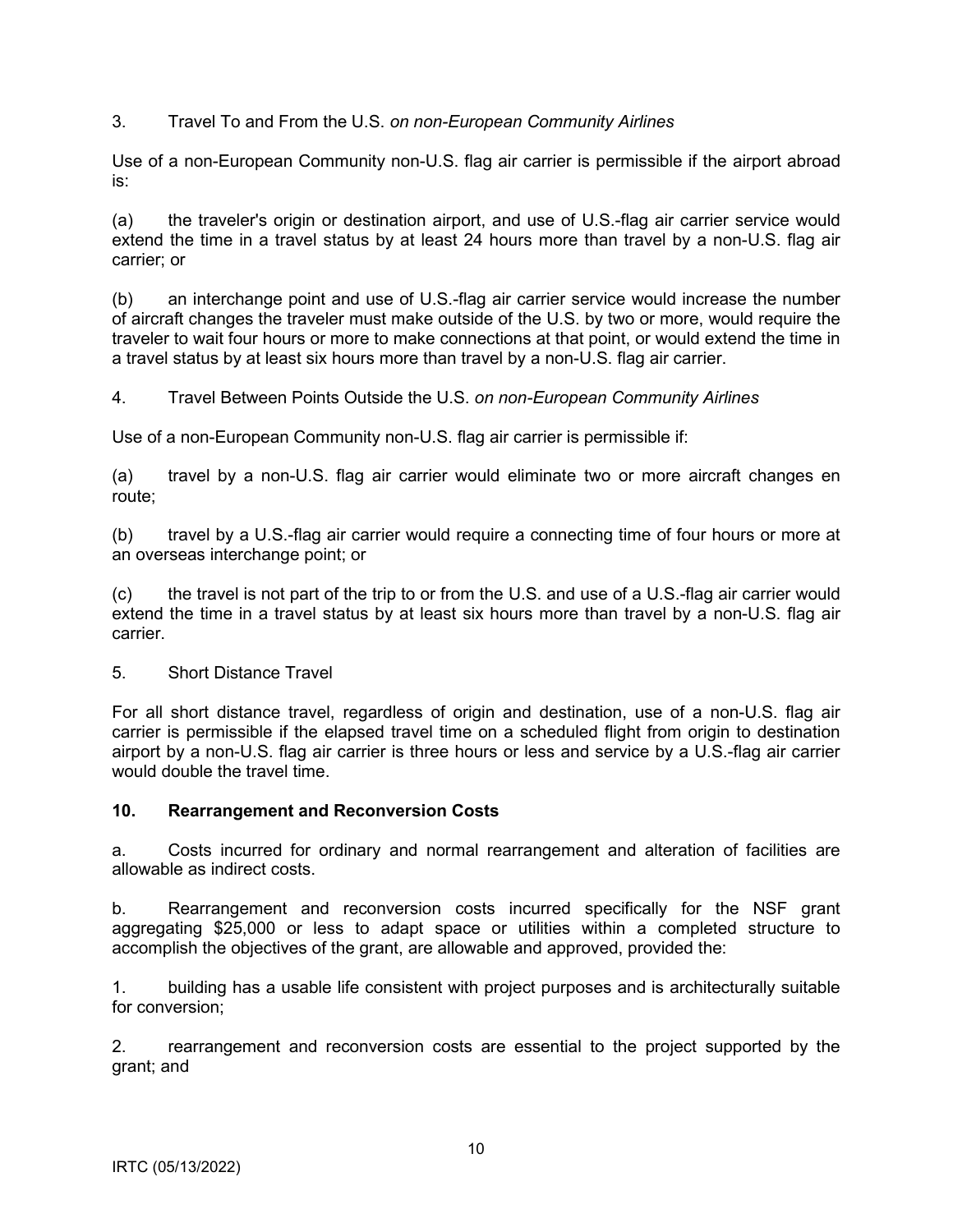3. Travel To and From the U.S. *on non-European Community Airlines*

Use of a non-European Community non-U.S. flag air carrier is permissible if the airport abroad is:

(a) the traveler's origin or destination airport, and use of U.S.-flag air carrier service would extend the time in a travel status by at least 24 hours more than travel by a non-U.S. flag air carrier; or

(b) an interchange point and use of U.S.-flag air carrier service would increase the number of aircraft changes the traveler must make outside of the U.S. by two or more, would require the traveler to wait four hours or more to make connections at that point, or would extend the time in a travel status by at least six hours more than travel by a non-U.S. flag air carrier.

4. Travel Between Points Outside the U.S. *on non-European Community Airlines*

Use of a non-European Community non-U.S. flag air carrier is permissible if:

(a) travel by a non-U.S. flag air carrier would eliminate two or more aircraft changes en route;

(b) travel by a U.S.-flag air carrier would require a connecting time of four hours or more at an overseas interchange point; or

(c) the travel is not part of the trip to or from the U.S. and use of a U.S.-flag air carrier would extend the time in a travel status by at least six hours more than travel by a non-U.S. flag air carrier.

5. Short Distance Travel

For all short distance travel, regardless of origin and destination, use of a non-U.S. flag air carrier is permissible if the elapsed travel time on a scheduled flight from origin to destination airport by a non-U.S. flag air carrier is three hours or less and service by a U.S.-flag air carrier would double the travel time.

**10. Rearrangement and Reconversion Costs**

a. Costs incurred for ordinary and normal rearrangement and alteration of facilities are allowable as indirect costs.

b. Rearrangement and reconversion costs incurred specifically for the NSF grant aggregating $25,000 or less to adapt space or utilities within a completed structure to accomplish the objectives of the grant, are allowable and approved, provided the:

1. building has a usable life consistent with project purposes and is architecturally suitable for conversion;

2. rearrangement and reconversion costs are essential to the project supported by the grant; and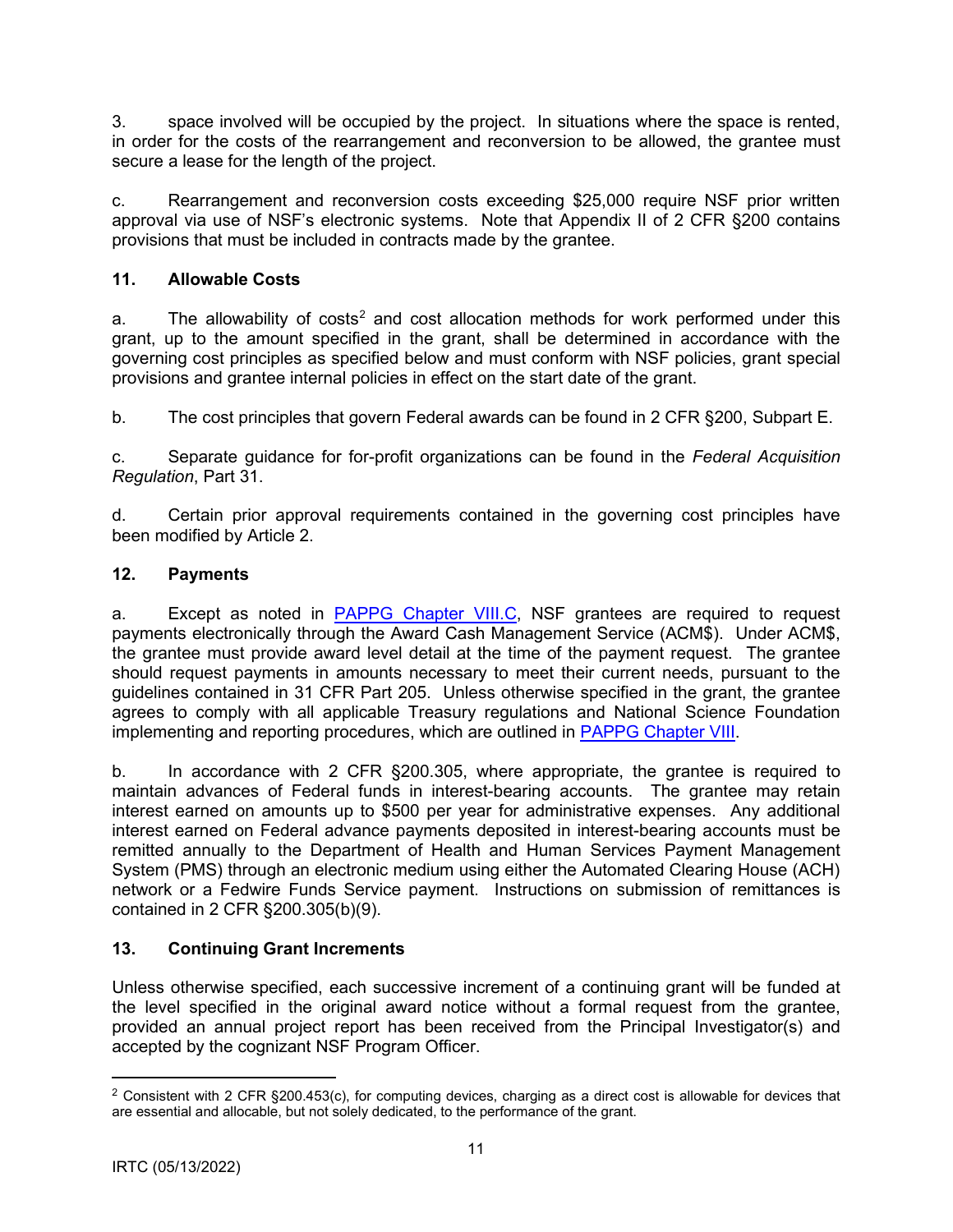3. space involved will be occupied by the project. In situations where the space is rented, in order for the costs of the rearrangement and reconversion to be allowed, the grantee must secure a lease for the length of the project.

c. Rearrangement and reconversion costs exceeding $25,000 require NSF prior written approval via use of NSF's electronic systems. Note that Appendix II of 2 CFR §200 contains provisions that must be included in contracts made by the grantee.

**11. Allowable Costs**

a. The allowability of costs[2] and cost allocation methods for work performed under this grant, up to the amount specified in the grant, shall be determined in accordance with the governing cost principles as specified below and must conform with NSF policies, grant special provisions and grantee internal policies in effect on the start date of the grant.

b. The cost principles that govern Federal awards can be found in 2 CFR §200, Subpart E.

c. Separate guidance for for-profit organizations can be found in the *Federal Acquisition Regulation*, Part 31.

d. Certain prior approval requirements contained in the governing cost principles have been modified by Article 2.

**12. Payments**

a. Except as noted in PAPPG Chapter VIII.C, NSF grantees are required to request payments electronically through the Award Cash Management Service (ACM$). Under ACM$, the grantee must provide award level detail at the time of the payment request. The grantee should request payments in amounts necessary to meet their current needs, pursuant to the guidelines contained in 31 CFR Part 205. Unless otherwise specified in the grant, the grantee agrees to comply with all applicable Treasury regulations and National Science Foundation implementing and reporting procedures, which are outlined in PAPPG Chapter VIII.

b. In accordance with 2 CFR §200.305, where appropriate, the grantee is required to maintain advances of Federal funds in interest-bearing accounts. The grantee may retain interest earned on amounts up to $500 per year for administrative expenses. Any additional interest earned on Federal advance payments deposited in interest-bearing accounts must be remitted annually to the Department of Health and Human Services Payment Management System (PMS) through an electronic medium using either the Automated Clearing House (ACH) network or a Fedwire Funds Service payment. Instructions on submission of remittances is contained in 2 CFR §200.305(b)(9).

**13. Continuing Grant Increments**

Unless otherwise specified, each successive increment of a continuing grant will be funded at the level specified in the original award notice without a formal request from the grantee, provided an annual project report has been received from the Principal Investigator(s) and accepted by the cognizant NSF Program Officer.

---

[2] Consistent with 2 CFR §200.453(c), for computing devices, charging as a direct cost is allowable for devices that are essential and allocable, but not solely dedicated, to the performance of the grant.

IRTC (05/13/2022)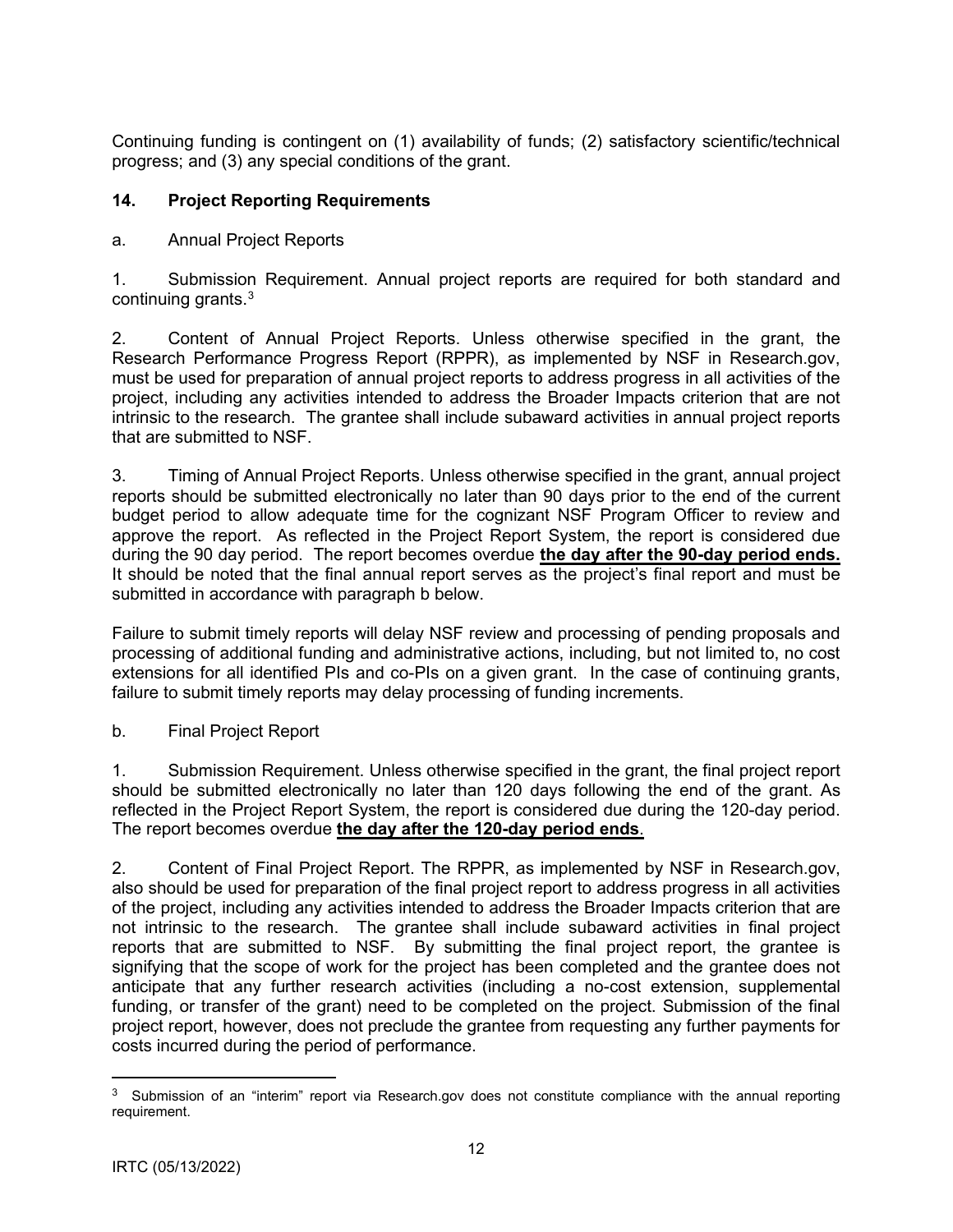Continuing funding is contingent on (1) availability of funds; (2) satisfactory scientific/technical progress; and (3) any special conditions of the grant.

## 14. Project Reporting Requirements

a. Annual Project Reports

1. Submission Requirement. Annual project reports are required for both standard and continuing grants.[3]

2. Content of Annual Project Reports. Unless otherwise specified in the grant, the Research Performance Progress Report (RPPR), as implemented by NSF in Research.gov, must be used for preparation of annual project reports to address progress in all activities of the project, including any activities intended to address the Broader Impacts criterion that are not intrinsic to the research. The grantee shall include subaward activities in annual project reports that are submitted to NSF.

3. Timing of Annual Project Reports. Unless otherwise specified in the grant, annual project reports should be submitted electronically no later than 90 days prior to the end of the current budget period to allow adequate time for the cognizant NSF Program Officer to review and approve the report. As reflected in the Project Report System, the report is considered due during the 90 day period. The report becomes overdue **the day after the 90-day period ends.** It should be noted that the final annual report serves as the project's final report and must be submitted in accordance with paragraph b below.

Failure to submit timely reports will delay NSF review and processing of pending proposals and processing of additional funding and administrative actions, including, but not limited to, no cost extensions for all identified PIs and co-PIs on a given grant. In the case of continuing grants, failure to submit timely reports may delay processing of funding increments.

b. Final Project Report

1. Submission Requirement. Unless otherwise specified in the grant, the final project report should be submitted electronically no later than 120 days following the end of the grant. As reflected in the Project Report System, the report is considered due during the 120-day period. The report becomes overdue **the day after the 120-day period ends**.

2. Content of Final Project Report. The RPPR, as implemented by NSF in Research.gov, also should be used for preparation of the final project report to address progress in all activities of the project, including any activities intended to address the Broader Impacts criterion that are not intrinsic to the research. The grantee shall include subaward activities in final project reports that are submitted to NSF. By submitting the final project report, the grantee is signifying that the scope of work for the project has been completed and the grantee does not anticipate that any further research activities (including a no-cost extension, supplemental funding, or transfer of the grant) need to be completed on the project. Submission of the final project report, however, does not preclude the grantee from requesting any further payments for costs incurred during the period of performance.

---

[3] Submission of an "interim" report via Research.gov does not constitute compliance with the annual reporting requirement.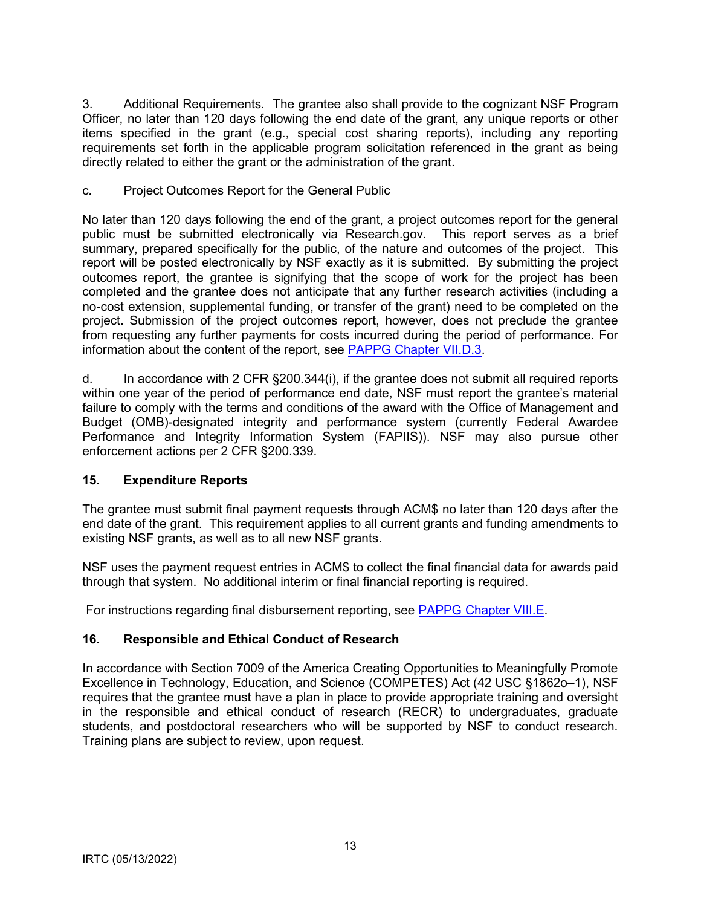3. Additional Requirements. The grantee also shall provide to the cognizant NSF Program Officer, no later than 120 days following the end date of the grant, any unique reports or other items specified in the grant (e.g., special cost sharing reports), including any reporting requirements set forth in the applicable program solicitation referenced in the grant as being directly related to either the grant or the administration of the grant.

c. Project Outcomes Report for the General Public

No later than 120 days following the end of the grant, a project outcomes report for the general public must be submitted electronically via Research.gov. This report serves as a brief summary, prepared specifically for the public, of the nature and outcomes of the project. This report will be posted electronically by NSF exactly as it is submitted. By submitting the project outcomes report, the grantee is signifying that the scope of work for the project has been completed and the grantee does not anticipate that any further research activities (including a no-cost extension, supplemental funding, or transfer of the grant) need to be completed on the project. Submission of the project outcomes report, however, does not preclude the grantee from requesting any further payments for costs incurred during the period of performance. For information about the content of the report, see [PAPPG Chapter VII.D.3](PAPPG Chapter VII.D.3).

d. In accordance with 2 CFR §200.344(i), if the grantee does not submit all required reports within one year of the period of performance end date, NSF must report the grantee's material failure to comply with the terms and conditions of the award with the Office of Management and Budget (OMB)-designated integrity and performance system (currently Federal Awardee Performance and Integrity Information System (FAPIIS)). NSF may also pursue other enforcement actions per 2 CFR §200.339.

## 15. Expenditure Reports

The grantee must submit final payment requests through ACM$ no later than 120 days after the end date of the grant. This requirement applies to all current grants and funding amendments to existing NSF grants, as well as to all new NSF grants.

NSF uses the payment request entries in ACM$ to collect the final financial data for awards paid through that system. No additional interim or final financial reporting is required.

For instructions regarding final disbursement reporting, see PAPPG Chapter VIII.E.

## 16. Responsible and Ethical Conduct of Research

In accordance with Section 7009 of the America Creating Opportunities to Meaningfully Promote Excellence in Technology, Education, and Science (COMPETES) Act (42 USC §1862o–1), NSF requires that the grantee must have a plan in place to provide appropriate training and oversight in the responsible and ethical conduct of research (RECR) to undergraduates, graduate students, and postdoctoral researchers who will be supported by NSF to conduct research. Training plans are subject to review, upon request.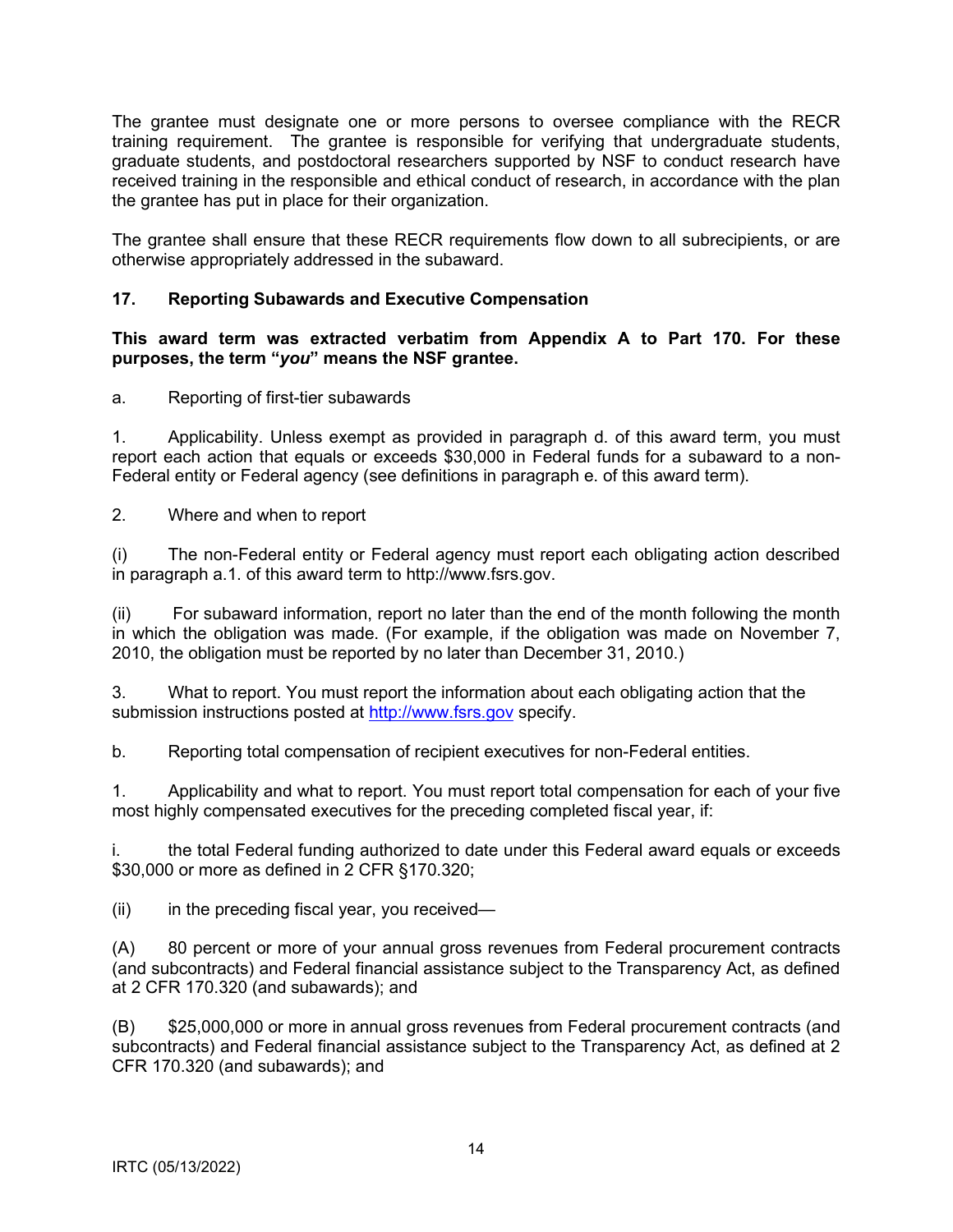The grantee must designate one or more persons to oversee compliance with the RECR training requirement. The grantee is responsible for verifying that undergraduate students, graduate students, and postdoctoral researchers supported by NSF to conduct research have received training in the responsible and ethical conduct of research, in accordance with the plan the grantee has put in place for their organization.

The grantee shall ensure that these RECR requirements flow down to all subrecipients, or are otherwise appropriately addressed in the subaward.

### 17. Reporting Subawards and Executive Compensation

**This award term was extracted verbatim from Appendix A to Part 170. For these purposes, the term "*you*" means the NSF grantee.**

a. Reporting of first-tier subawards

1. Applicability. Unless exempt as provided in paragraph d. of this award term, you must report each action that equals or exceeds $30,000 in Federal funds for a subaward to a non-Federal entity or Federal agency (see definitions in paragraph e. of this award term).

2. Where and when to report

(i) The non-Federal entity or Federal agency must report each obligating action described in paragraph a.1. of this award term to http://www.fsrs.gov.

(ii) For subaward information, report no later than the end of the month following the month in which the obligation was made. (For example, if the obligation was made on November 7, 2010, the obligation must be reported by no later than December 31, 2010.)

3. What to report. You must report the information about each obligating action that the submission instructions posted at [http://www.fsrs.gov](http://www.fsrs.gov) specify.

b. Reporting total compensation of recipient executives for non-Federal entities.

1. Applicability and what to report. You must report total compensation for each of your five most highly compensated executives for the preceding completed fiscal year, if:

i. the total Federal funding authorized to date under this Federal award equals or exceeds $30,000 or more as defined in 2 CFR §170.320;

(ii) in the preceding fiscal year, you received—

(A) 80 percent or more of your annual gross revenues from Federal procurement contracts (and subcontracts) and Federal financial assistance subject to the Transparency Act, as defined at 2 CFR 170.320 (and subawards); and

(B) $25,000,000 or more in annual gross revenues from Federal procurement contracts (and subcontracts) and Federal financial assistance subject to the Transparency Act, as defined at 2 CFR 170.320 (and subawards); and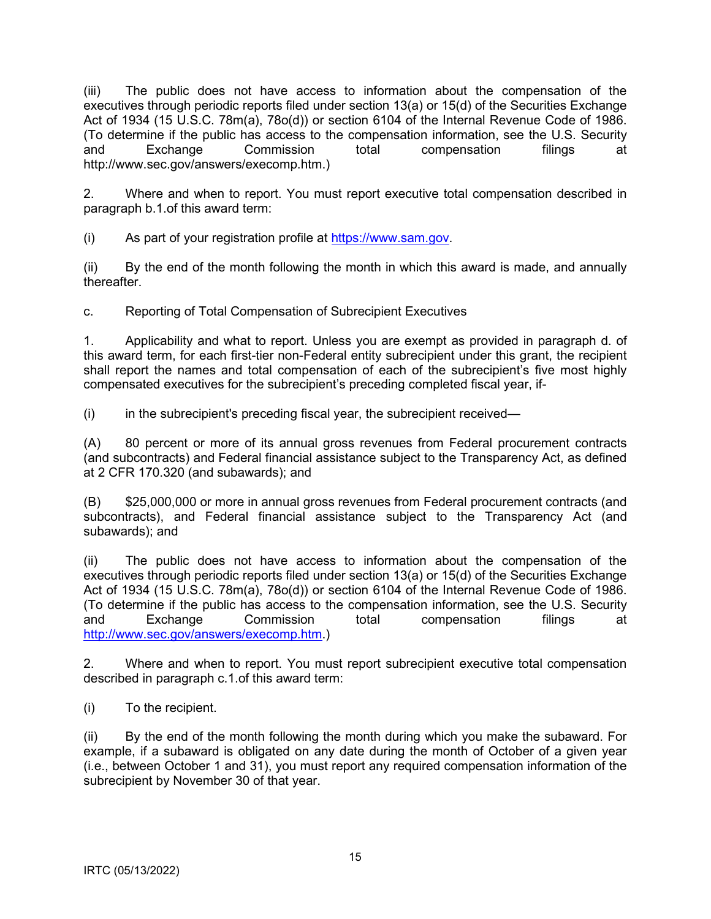(iii) The public does not have access to information about the compensation of the executives through periodic reports filed under section 13(a) or 15(d) of the Securities Exchange Act of 1934 (15 U.S.C. 78m(a), 78o(d)) or section 6104 of the Internal Revenue Code of 1986. (To determine if the public has access to the compensation information, see the U.S. Security and Exchange Commission total compensation filings at http://www.sec.gov/answers/execomp.htm.)

2. Where and when to report. You must report executive total compensation described in paragraph b.1.of this award term:

(i) As part of your registration profile at [https://www.sam.gov](https://www.sam.gov).

(ii) By the end of the month following the month in which this award is made, and annually thereafter.

c. Reporting of Total Compensation of Subrecipient Executives

1. Applicability and what to report. Unless you are exempt as provided in paragraph d. of this award term, for each first-tier non-Federal entity subrecipient under this grant, the recipient shall report the names and total compensation of each of the subrecipient's five most highly compensated executives for the subrecipient's preceding completed fiscal year, if-

(i) in the subrecipient's preceding fiscal year, the subrecipient received—

(A) 80 percent or more of its annual gross revenues from Federal procurement contracts (and subcontracts) and Federal financial assistance subject to the Transparency Act, as defined at 2 CFR 170.320 (and subawards); and

(B) $25,000,000 or more in annual gross revenues from Federal procurement contracts (and subcontracts), and Federal financial assistance subject to the Transparency Act (and subawards); and

(ii) The public does not have access to information about the compensation of the executives through periodic reports filed under section 13(a) or 15(d) of the Securities Exchange Act of 1934 (15 U.S.C. 78m(a), 78o(d)) or section 6104 of the Internal Revenue Code of 1986. (To determine if the public has access to the compensation information, see the U.S. Security and Exchange Commission total compensation filings at [http://www.sec.gov/answers/execomp.htm](http://www.sec.gov/answers/execomp.htm).)

2. Where and when to report. You must report subrecipient executive total compensation described in paragraph c.1.of this award term:

(i) To the recipient.

(ii) By the end of the month following the month during which you make the subaward. For example, if a subaward is obligated on any date during the month of October of a given year (i.e., between October 1 and 31), you must report any required compensation information of the subrecipient by November 30 of that year.

IRTC (05/13/2022)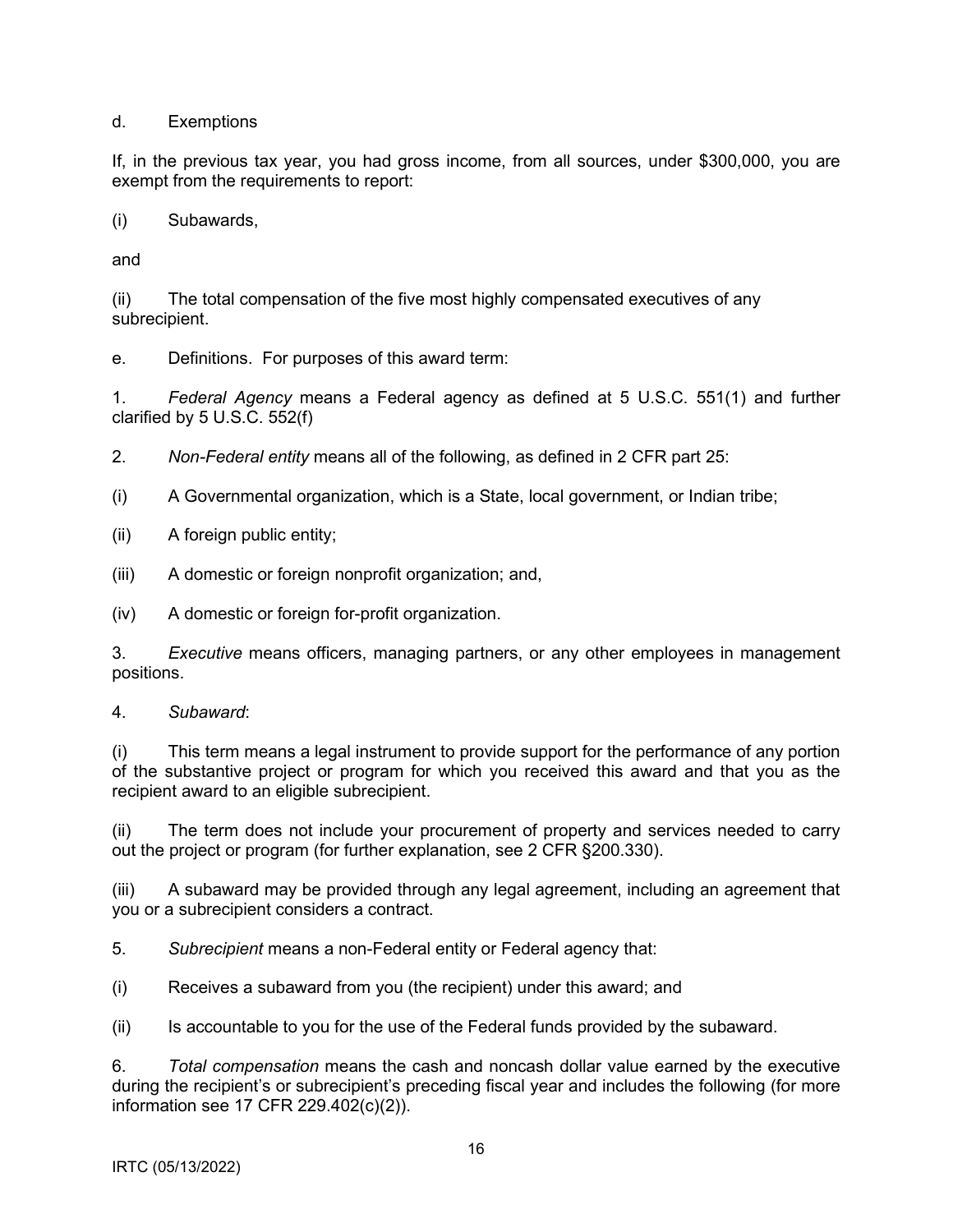d. Exemptions

If, in the previous tax year, you had gross income, from all sources, under $300,000, you are exempt from the requirements to report:

(i) Subawards,

and

(ii) The total compensation of the five most highly compensated executives of any subrecipient.

e. Definitions. For purposes of this award term:

1. *Federal Agency* means a Federal agency as defined at 5 U.S.C. 551(1) and further clarified by 5 U.S.C. 552(f)

2. *Non-Federal entity* means all of the following, as defined in 2 CFR part 25:

(i) A Governmental organization, which is a State, local government, or Indian tribe;

(ii) A foreign public entity;

(iii) A domestic or foreign nonprofit organization; and,

(iv) A domestic or foreign for-profit organization.

3. *Executive* means officers, managing partners, or any other employees in management positions.

4. *Subaward*:

(i) This term means a legal instrument to provide support for the performance of any portion of the substantive project or program for which you received this award and that you as the recipient award to an eligible subrecipient.

(ii) The term does not include your procurement of property and services needed to carry out the project or program (for further explanation, see 2 CFR §200.330).

(iii) A subaward may be provided through any legal agreement, including an agreement that you or a subrecipient considers a contract.

5. *Subrecipient* means a non-Federal entity or Federal agency that:

(i) Receives a subaward from you (the recipient) under this award; and

(ii) Is accountable to you for the use of the Federal funds provided by the subaward.

6. *Total compensation* means the cash and noncash dollar value earned by the executive during the recipient's or subrecipient's preceding fiscal year and includes the following (for more information see 17 CFR 229.402(c)(2)).

IRTC (05/13/2022)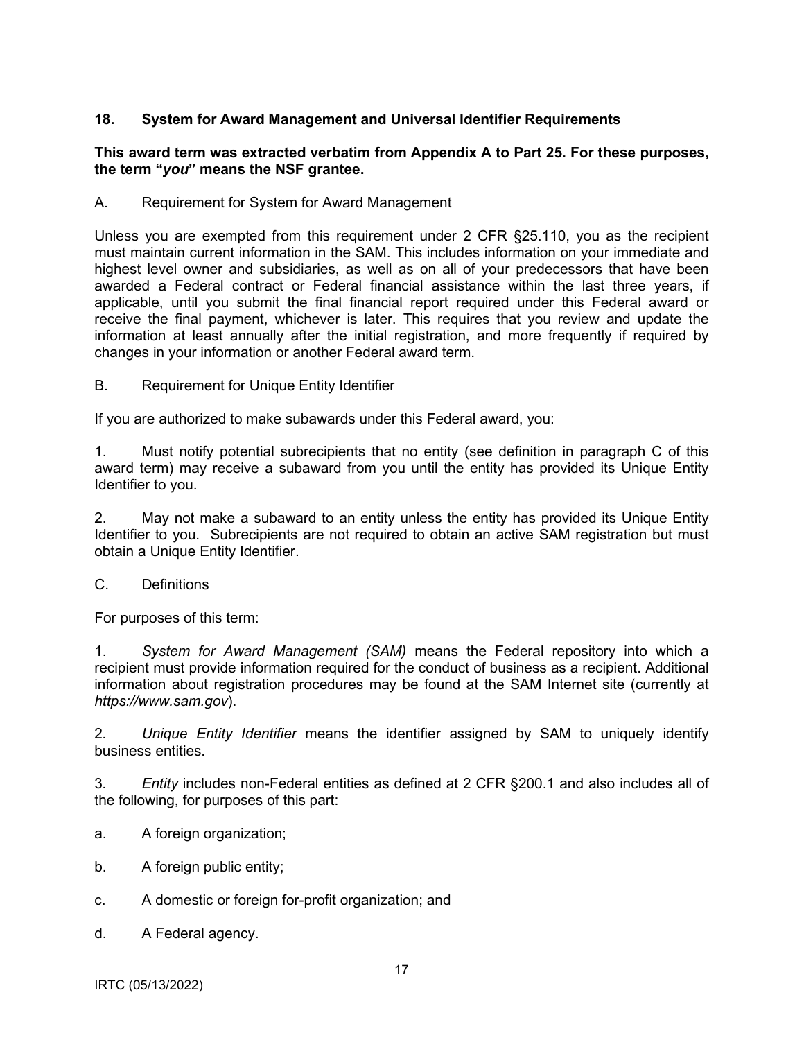## 18. System for Award Management and Universal Identifier Requirements

**This award term was extracted verbatim from Appendix A to Part 25. For these purposes, the term "*you*" means the NSF grantee.**

A. Requirement for System for Award Management

Unless you are exempted from this requirement under 2 CFR §25.110, you as the recipient must maintain current information in the SAM. This includes information on your immediate and highest level owner and subsidiaries, as well as on all of your predecessors that have been awarded a Federal contract or Federal financial assistance within the last three years, if applicable, until you submit the final financial report required under this Federal award or receive the final payment, whichever is later. This requires that you review and update the information at least annually after the initial registration, and more frequently if required by changes in your information or another Federal award term.

B. Requirement for Unique Entity Identifier

If you are authorized to make subawards under this Federal award, you:

1. Must notify potential subrecipients that no entity (see definition in paragraph C of this award term) may receive a subaward from you until the entity has provided its Unique Entity Identifier to you.

2. May not make a subaward to an entity unless the entity has provided its Unique Entity Identifier to you. Subrecipients are not required to obtain an active SAM registration but must obtain a Unique Entity Identifier.

C. Definitions

For purposes of this term:

1. *System for Award Management (SAM)* means the Federal repository into which a recipient must provide information required for the conduct of business as a recipient. Additional information about registration procedures may be found at the SAM Internet site (currently at *https://www.sam.gov*).

2. *Unique Entity Identifier* means the identifier assigned by SAM to uniquely identify business entities.

3. *Entity* includes non-Federal entities as defined at 2 CFR §200.1 and also includes all of the following, for purposes of this part:

a. A foreign organization;

b. A foreign public entity;

c. A domestic or foreign for-profit organization; and

d. A Federal agency.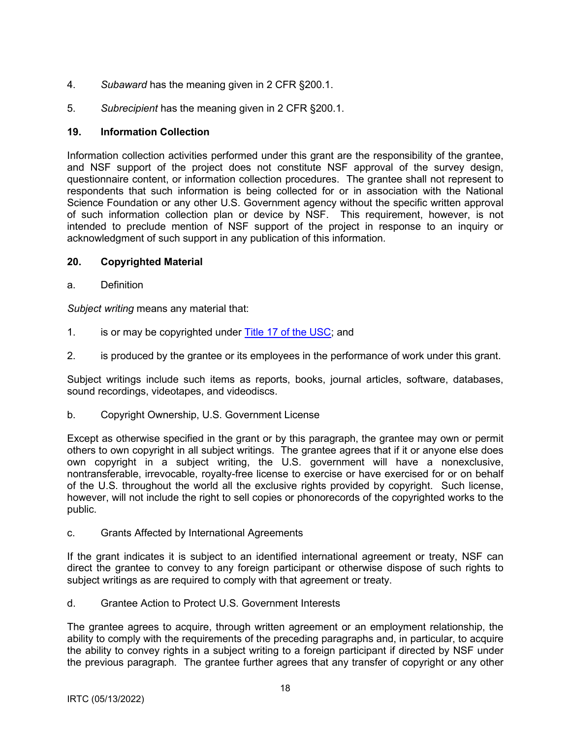4. *Subaward* has the meaning given in 2 CFR §200.1.

5. *Subrecipient* has the meaning given in 2 CFR §200.1.

## 19. Information Collection

Information collection activities performed under this grant are the responsibility of the grantee, and NSF support of the project does not constitute NSF approval of the survey design, questionnaire content, or information collection procedures. The grantee shall not represent to respondents that such information is being collected for or in association with the National Science Foundation or any other U.S. Government agency without the specific written approval of such information collection plan or device by NSF. This requirement, however, is not intended to preclude mention of NSF support of the project in response to an inquiry or acknowledgment of such support in any publication of this information.

## 20. Copyrighted Material

a. Definition

*Subject writing* means any material that:

1. is or may be copyrighted under [Title 17 of the USC](); and

2. is produced by the grantee or its employees in the performance of work under this grant.

Subject writings include such items as reports, books, journal articles, software, databases, sound recordings, videotapes, and videodiscs.

b. Copyright Ownership, U.S. Government License

Except as otherwise specified in the grant or by this paragraph, the grantee may own or permit others to own copyright in all subject writings. The grantee agrees that if it or anyone else does own copyright in a subject writing, the U.S. government will have a nonexclusive, nontransferable, irrevocable, royalty-free license to exercise or have exercised for or on behalf of the U.S. throughout the world all the exclusive rights provided by copyright. Such license, however, will not include the right to sell copies or phonorecords of the copyrighted works to the public.

c. Grants Affected by International Agreements

If the grant indicates it is subject to an identified international agreement or treaty, NSF can direct the grantee to convey to any foreign participant or otherwise dispose of such rights to subject writings as are required to comply with that agreement or treaty.

d. Grantee Action to Protect U.S. Government Interests

The grantee agrees to acquire, through written agreement or an employment relationship, the ability to comply with the requirements of the preceding paragraphs and, in particular, to acquire the ability to convey rights in a subject writing to a foreign participant if directed by NSF under the previous paragraph. The grantee further agrees that any transfer of copyright or any other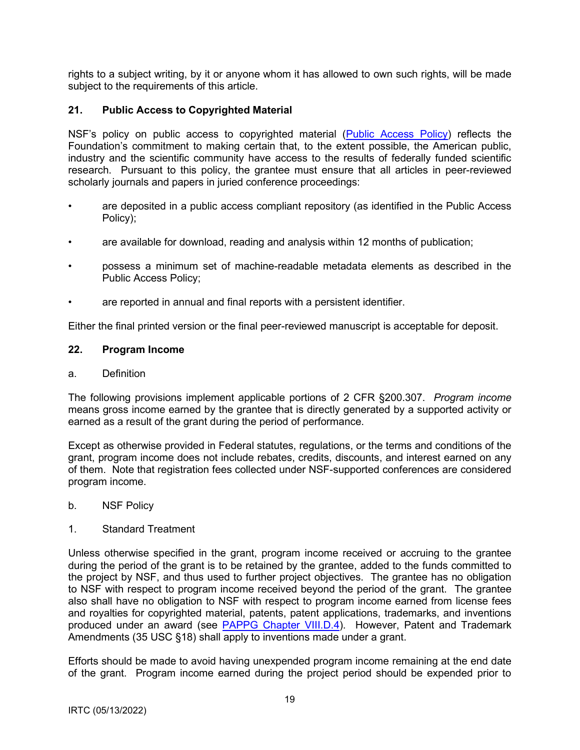rights to a subject writing, by it or anyone whom it has allowed to own such rights, will be made subject to the requirements of this article.

## 21. Public Access to Copyrighted Material

NSF's policy on public access to copyrighted material ([Public Access Policy]) reflects the Foundation's commitment to making certain that, to the extent possible, the American public, industry and the scientific community have access to the results of federally funded scientific research. Pursuant to this policy, the grantee must ensure that all articles in peer-reviewed scholarly journals and papers in juried conference proceedings:

- are deposited in a public access compliant repository (as identified in the Public Access Policy);
- are available for download, reading and analysis within 12 months of publication;
- possess a minimum set of machine-readable metadata elements as described in the Public Access Policy;
- are reported in annual and final reports with a persistent identifier.

Either the final printed version or the final peer-reviewed manuscript is acceptable for deposit.

## 22. Program Income

a. Definition

The following provisions implement applicable portions of 2 CFR §200.307. *Program income* means gross income earned by the grantee that is directly generated by a supported activity or earned as a result of the grant during the period of performance.

Except as otherwise provided in Federal statutes, regulations, or the terms and conditions of the grant, program income does not include rebates, credits, discounts, and interest earned on any of them. Note that registration fees collected under NSF-supported conferences are considered program income.

b. NSF Policy

1. Standard Treatment

Unless otherwise specified in the grant, program income received or accruing to the grantee during the period of the grant is to be retained by the grantee, added to the funds committed to the project by NSF, and thus used to further project objectives. The grantee has no obligation to NSF with respect to program income received beyond the period of the grant. The grantee also shall have no obligation to NSF with respect to program income earned from license fees and royalties for copyrighted material, patents, patent applications, trademarks, and inventions produced under an award (see PAPPG Chapter VIII.D.4). However, Patent and Trademark Amendments (35 USC §18) shall apply to inventions made under a grant.

Efforts should be made to avoid having unexpended program income remaining at the end date of the grant. Program income earned during the project period should be expended prior to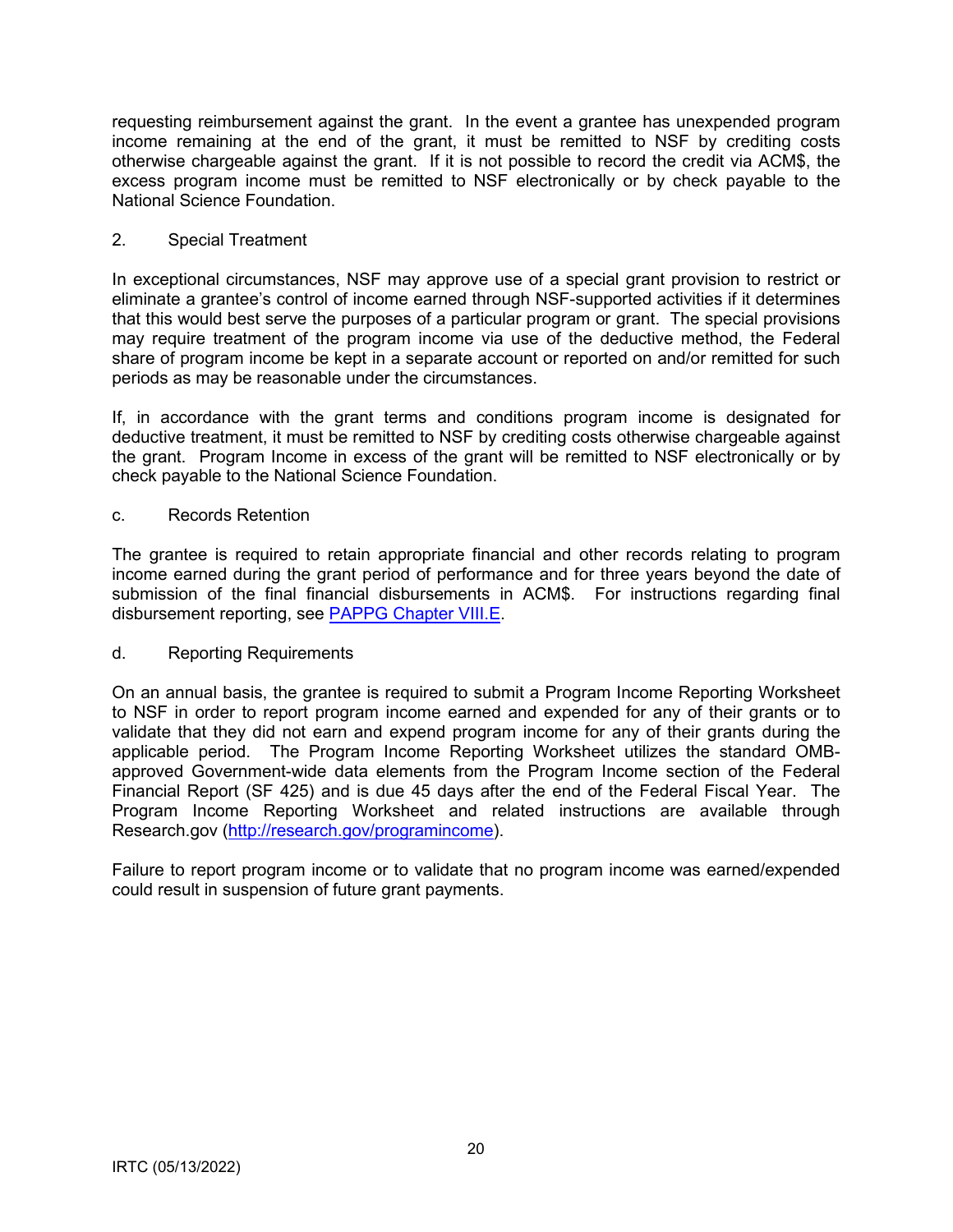requesting reimbursement against the grant. In the event a grantee has unexpended program income remaining at the end of the grant, it must be remitted to NSF by crediting costs otherwise chargeable against the grant. If it is not possible to record the credit via ACM$, the excess program income must be remitted to NSF electronically or by check payable to the National Science Foundation.

2. Special Treatment

In exceptional circumstances, NSF may approve use of a special grant provision to restrict or eliminate a grantee's control of income earned through NSF-supported activities if it determines that this would best serve the purposes of a particular program or grant. The special provisions may require treatment of the program income via use of the deductive method, the Federal share of program income be kept in a separate account or reported on and/or remitted for such periods as may be reasonable under the circumstances.

If, in accordance with the grant terms and conditions program income is designated for deductive treatment, it must be remitted to NSF by crediting costs otherwise chargeable against the grant. Program Income in excess of the grant will be remitted to NSF electronically or by check payable to the National Science Foundation.

c. Records Retention

The grantee is required to retain appropriate financial and other records relating to program income earned during the grant period of performance and for three years beyond the date of submission of the final financial disbursements in ACM$. For instructions regarding final disbursement reporting, see [PAPPG Chapter VIII.E](PAPPG Chapter VIII.E).

d. Reporting Requirements

On an annual basis, the grantee is required to submit a Program Income Reporting Worksheet to NSF in order to report program income earned and expended for any of their grants or to validate that they did not earn and expend program income for any of their grants during the applicable period. The Program Income Reporting Worksheet utilizes the standard OMB-approved Government-wide data elements from the Program Income section of the Federal Financial Report (SF 425) and is due 45 days after the end of the Federal Fiscal Year. The Program Income Reporting Worksheet and related instructions are available through Research.gov (http://research.gov/programincome).

Failure to report program income or to validate that no program income was earned/expended could result in suspension of future grant payments.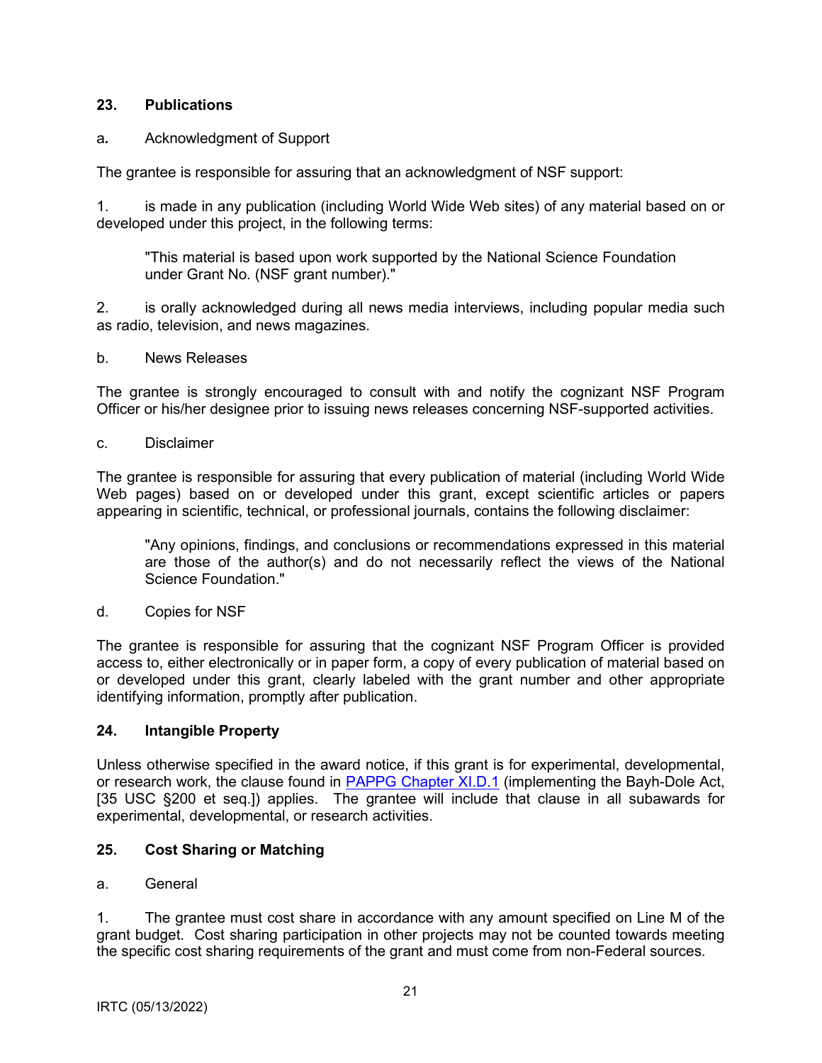## 23. Publications

a. Acknowledgment of Support

The grantee is responsible for assuring that an acknowledgment of NSF support:

1. is made in any publication (including World Wide Web sites) of any material based on or developed under this project, in the following terms:

> "This material is based upon work supported by the National Science Foundation under Grant No. (NSF grant number)."

2. is orally acknowledged during all news media interviews, including popular media such as radio, television, and news magazines.

b. News Releases

The grantee is strongly encouraged to consult with and notify the cognizant NSF Program Officer or his/her designee prior to issuing news releases concerning NSF-supported activities.

c. Disclaimer

The grantee is responsible for assuring that every publication of material (including World Wide Web pages) based on or developed under this grant, except scientific articles or papers appearing in scientific, technical, or professional journals, contains the following disclaimer:

> "Any opinions, findings, and conclusions or recommendations expressed in this material are those of the author(s) and do not necessarily reflect the views of the National Science Foundation."

d. Copies for NSF

The grantee is responsible for assuring that the cognizant NSF Program Officer is provided access to, either electronically or in paper form, a copy of every publication of material based on or developed under this grant, clearly labeled with the grant number and other appropriate identifying information, promptly after publication.

## 24. Intangible Property

Unless otherwise specified in the award notice, if this grant is for experimental, developmental, or research work, the clause found in PAPPG Chapter XI.D.1 (implementing the Bayh-Dole Act, [35 USC §200 et seq.]) applies. The grantee will include that clause in all subawards for experimental, developmental, or research activities.

## 25. Cost Sharing or Matching

a. General

1. The grantee must cost share in accordance with any amount specified on Line M of the grant budget. Cost sharing participation in other projects may not be counted towards meeting the specific cost sharing requirements of the grant and must come from non-Federal sources.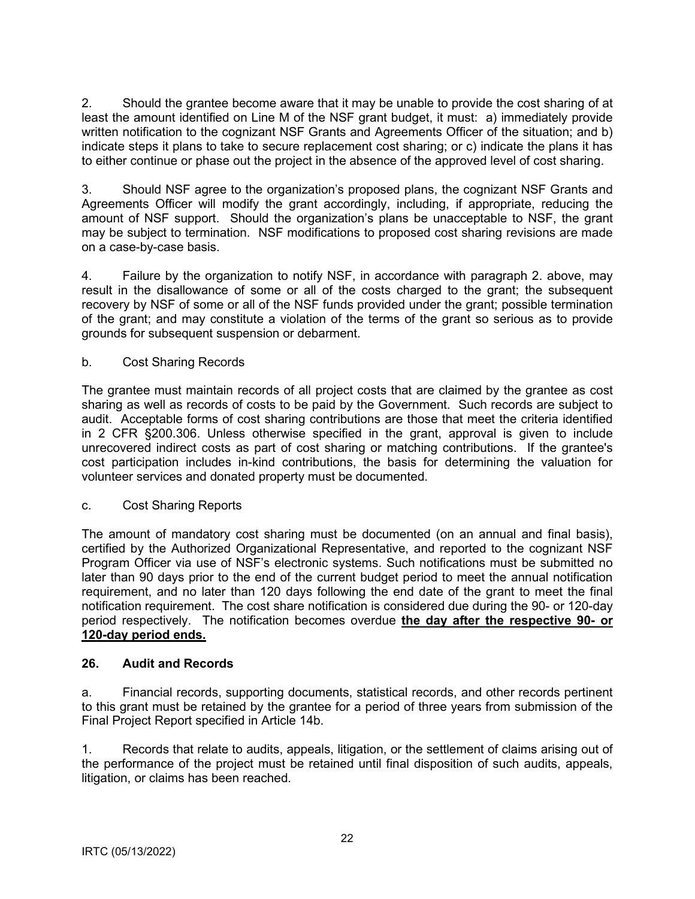2. Should the grantee become aware that it may be unable to provide the cost sharing of at least the amount identified on Line M of the NSF grant budget, it must: a) immediately provide written notification to the cognizant NSF Grants and Agreements Officer of the situation; and b) indicate steps it plans to take to secure replacement cost sharing; or c) indicate the plans it has to either continue or phase out the project in the absence of the approved level of cost sharing.

3. Should NSF agree to the organization's proposed plans, the cognizant NSF Grants and Agreements Officer will modify the grant accordingly, including, if appropriate, reducing the amount of NSF support. Should the organization's plans be unacceptable to NSF, the grant may be subject to termination. NSF modifications to proposed cost sharing revisions are made on a case-by-case basis.

4. Failure by the organization to notify NSF, in accordance with paragraph 2. above, may result in the disallowance of some or all of the costs charged to the grant; the subsequent recovery by NSF of some or all of the NSF funds provided under the grant; possible termination of the grant; and may constitute a violation of the terms of the grant so serious as to provide grounds for subsequent suspension or debarment.

b. Cost Sharing Records

The grantee must maintain records of all project costs that are claimed by the grantee as cost sharing as well as records of costs to be paid by the Government. Such records are subject to audit. Acceptable forms of cost sharing contributions are those that meet the criteria identified in 2 CFR §200.306. Unless otherwise specified in the grant, approval is given to include unrecovered indirect costs as part of cost sharing or matching contributions. If the grantee's cost participation includes in-kind contributions, the basis for determining the valuation for volunteer services and donated property must be documented.

c. Cost Sharing Reports

The amount of mandatory cost sharing must be documented (on an annual and final basis), certified by the Authorized Organizational Representative, and reported to the cognizant NSF Program Officer via use of NSF's electronic systems. Such notifications must be submitted no later than 90 days prior to the end of the current budget period to meet the annual notification requirement, and no later than 120 days following the end date of the grant to meet the final notification requirement. The cost share notification is considered due during the 90- or 120-day period respectively. The notification becomes overdue **the day after the respective 90- or 120-day period ends.**

## 26. Audit and Records

a. Financial records, supporting documents, statistical records, and other records pertinent to this grant must be retained by the grantee for a period of three years from submission of the Final Project Report specified in Article 14b.

1. Records that relate to audits, appeals, litigation, or the settlement of claims arising out of the performance of the project must be retained until final disposition of such audits, appeals, litigation, or claims has been reached.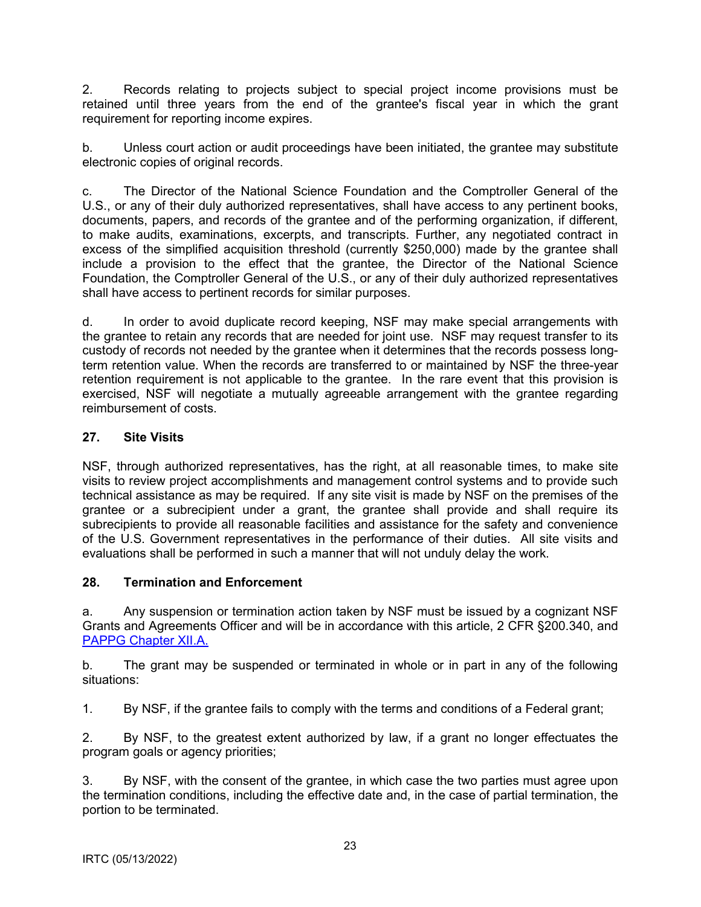2. Records relating to projects subject to special project income provisions must be retained until three years from the end of the grantee's fiscal year in which the grant requirement for reporting income expires.

b. Unless court action or audit proceedings have been initiated, the grantee may substitute electronic copies of original records.

c. The Director of the National Science Foundation and the Comptroller General of the U.S., or any of their duly authorized representatives, shall have access to any pertinent books, documents, papers, and records of the grantee and of the performing organization, if different, to make audits, examinations, excerpts, and transcripts. Further, any negotiated contract in excess of the simplified acquisition threshold (currently $250,000) made by the grantee shall include a provision to the effect that the grantee, the Director of the National Science Foundation, the Comptroller General of the U.S., or any of their duly authorized representatives shall have access to pertinent records for similar purposes.

d. In order to avoid duplicate record keeping, NSF may make special arrangements with the grantee to retain any records that are needed for joint use. NSF may request transfer to its custody of records not needed by the grantee when it determines that the records possess long-term retention value. When the records are transferred to or maintained by NSF the three-year retention requirement is not applicable to the grantee. In the rare event that this provision is exercised, NSF will negotiate a mutually agreeable arrangement with the grantee regarding reimbursement of costs.

## 27. Site Visits

NSF, through authorized representatives, has the right, at all reasonable times, to make site visits to review project accomplishments and management control systems and to provide such technical assistance as may be required. If any site visit is made by NSF on the premises of the grantee or a subrecipient under a grant, the grantee shall provide and shall require its subrecipients to provide all reasonable facilities and assistance for the safety and convenience of the U.S. Government representatives in the performance of their duties. All site visits and evaluations shall be performed in such a manner that will not unduly delay the work.

## 28. Termination and Enforcement

a. Any suspension or termination action taken by NSF must be issued by a cognizant NSF Grants and Agreements Officer and will be in accordance with this article, 2 CFR §200.340, and PAPPG Chapter XII.A.

b. The grant may be suspended or terminated in whole or in part in any of the following situations:

1. By NSF, if the grantee fails to comply with the terms and conditions of a Federal grant;

2. By NSF, to the greatest extent authorized by law, if a grant no longer effectuates the program goals or agency priorities;

3. By NSF, with the consent of the grantee, in which case the two parties must agree upon the termination conditions, including the effective date and, in the case of partial termination, the portion to be terminated.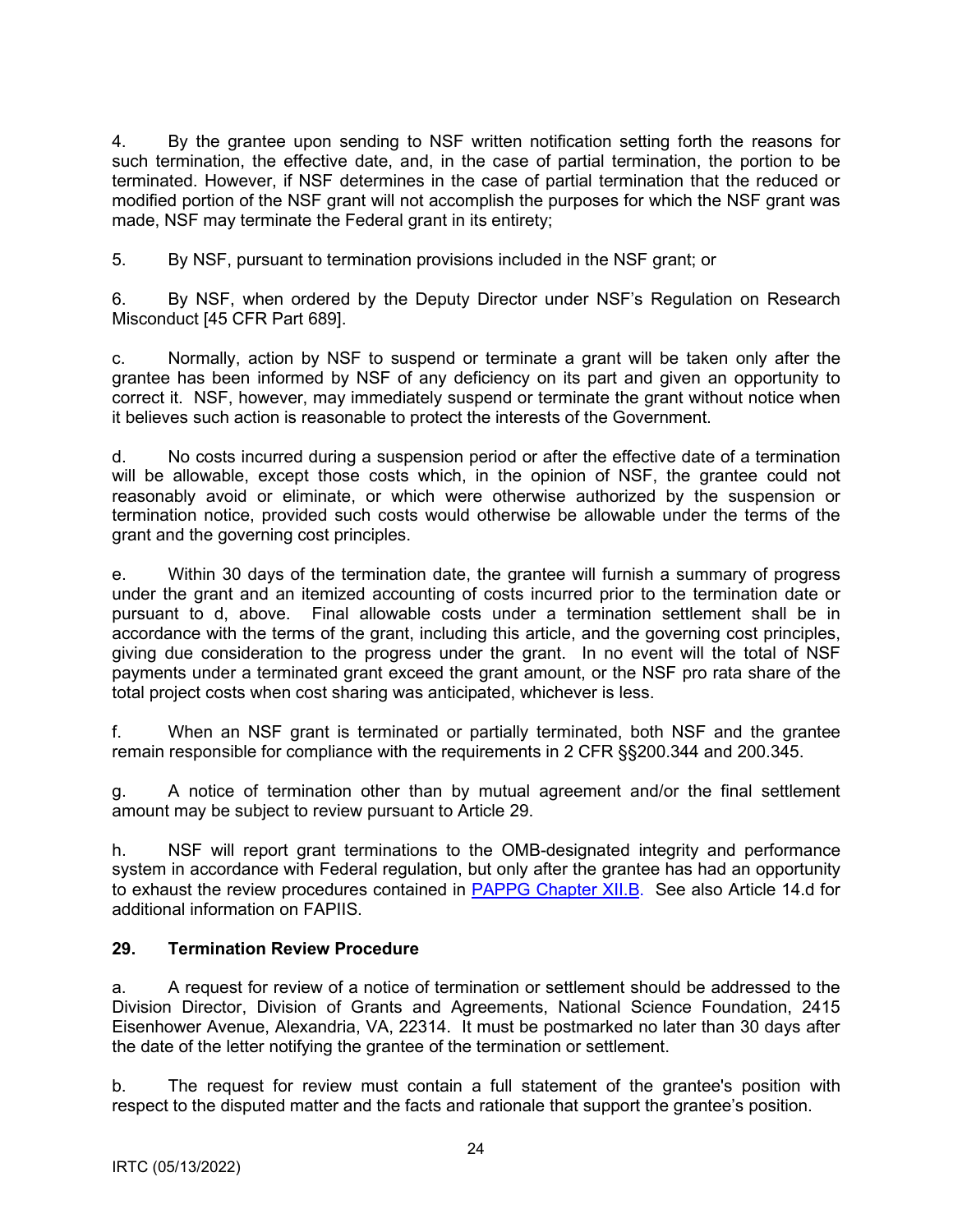4. By the grantee upon sending to NSF written notification setting forth the reasons for such termination, the effective date, and, in the case of partial termination, the portion to be terminated. However, if NSF determines in the case of partial termination that the reduced or modified portion of the NSF grant will not accomplish the purposes for which the NSF grant was made, NSF may terminate the Federal grant in its entirety;

5. By NSF, pursuant to termination provisions included in the NSF grant; or

6. By NSF, when ordered by the Deputy Director under NSF's Regulation on Research Misconduct [45 CFR Part 689].

c. Normally, action by NSF to suspend or terminate a grant will be taken only after the grantee has been informed by NSF of any deficiency on its part and given an opportunity to correct it. NSF, however, may immediately suspend or terminate the grant without notice when it believes such action is reasonable to protect the interests of the Government.

d. No costs incurred during a suspension period or after the effective date of a termination will be allowable, except those costs which, in the opinion of NSF, the grantee could not reasonably avoid or eliminate, or which were otherwise authorized by the suspension or termination notice, provided such costs would otherwise be allowable under the terms of the grant and the governing cost principles.

e. Within 30 days of the termination date, the grantee will furnish a summary of progress under the grant and an itemized accounting of costs incurred prior to the termination date or pursuant to d, above. Final allowable costs under a termination settlement shall be in accordance with the terms of the grant, including this article, and the governing cost principles, giving due consideration to the progress under the grant. In no event will the total of NSF payments under a terminated grant exceed the grant amount, or the NSF pro rata share of the total project costs when cost sharing was anticipated, whichever is less.

f. When an NSF grant is terminated or partially terminated, both NSF and the grantee remain responsible for compliance with the requirements in 2 CFR §§200.344 and 200.345.

g. A notice of termination other than by mutual agreement and/or the final settlement amount may be subject to review pursuant to Article 29.

h. NSF will report grant terminations to the OMB-designated integrity and performance system in accordance with Federal regulation, but only after the grantee has had an opportunity to exhaust the review procedures contained in [PAPPG Chapter XII.B](). See also Article 14.d for additional information on FAPIIS.

### 29. Termination Review Procedure

a. A request for review of a notice of termination or settlement should be addressed to the Division Director, Division of Grants and Agreements, National Science Foundation, 2415 Eisenhower Avenue, Alexandria, VA, 22314. It must be postmarked no later than 30 days after the date of the letter notifying the grantee of the termination or settlement.

b. The request for review must contain a full statement of the grantee's position with respect to the disputed matter and the facts and rationale that support the grantee's position.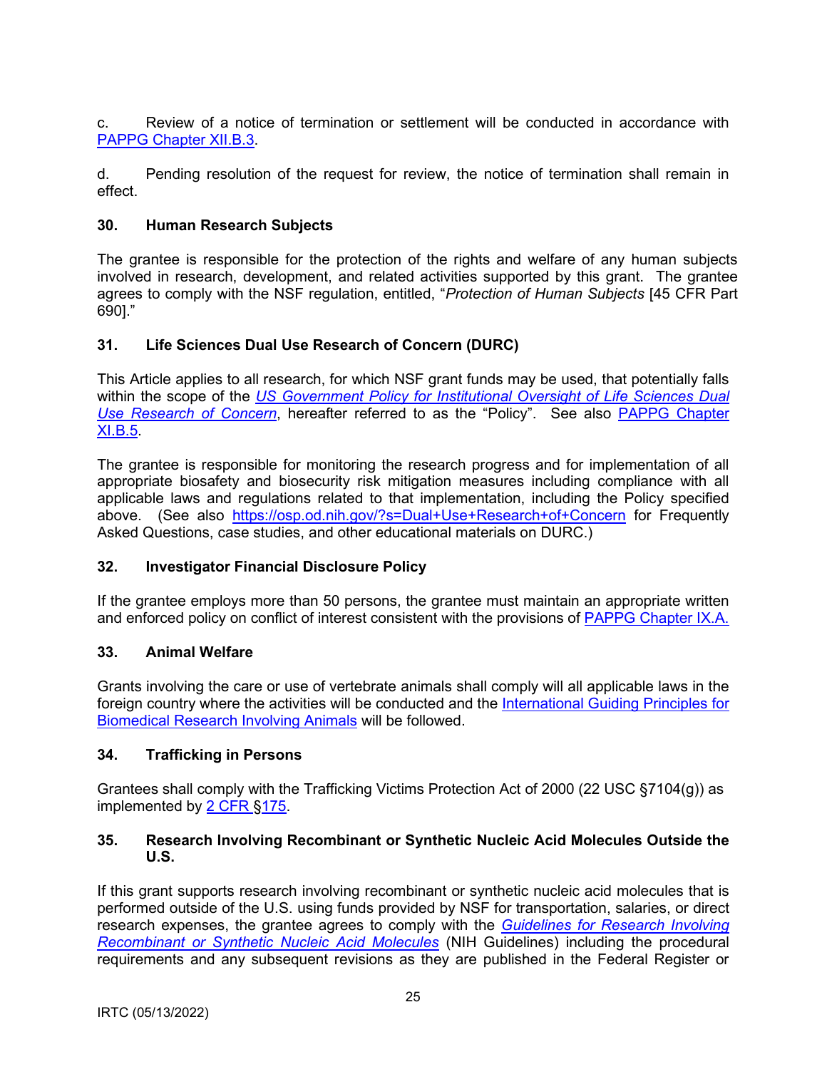c. Review of a notice of termination or settlement will be conducted in accordance with PAPPG Chapter XII.B.3.

d. Pending resolution of the request for review, the notice of termination shall remain in effect.

### 30. Human Research Subjects

The grantee is responsible for the protection of the rights and welfare of any human subjects involved in research, development, and related activities supported by this grant. The grantee agrees to comply with the NSF regulation, entitled, "*Protection of Human Subjects* [45 CFR Part 690]."

### 31. Life Sciences Dual Use Research of Concern (DURC)

This Article applies to all research, for which NSF grant funds may be used, that potentially falls within the scope of the *US Government Policy for Institutional Oversight of Life Sciences Dual Use Research of Concern*, hereafter referred to as the "Policy". See also PAPPG Chapter XI.B.5.

The grantee is responsible for monitoring the research progress and for implementation of all appropriate biosafety and biosecurity risk mitigation measures including compliance with all applicable laws and regulations related to that implementation, including the Policy specified above. (See also https://osp.od.nih.gov/?s=Dual+Use+Research+of+Concern for Frequently Asked Questions, case studies, and other educational materials on DURC.)

### 32. Investigator Financial Disclosure Policy

If the grantee employs more than 50 persons, the grantee must maintain an appropriate written and enforced policy on conflict of interest consistent with the provisions of PAPPG Chapter IX.A.

### 33. Animal Welfare

Grants involving the care or use of vertebrate animals shall comply will all applicable laws in the foreign country where the activities will be conducted and the International Guiding Principles for Biomedical Research Involving Animals will be followed.

### 34. Trafficking in Persons

Grantees shall comply with the Trafficking Victims Protection Act of 2000 (22 USC §7104(g)) as implemented by 2 CFR §175.

### 35. Research Involving Recombinant or Synthetic Nucleic Acid Molecules Outside the U.S.

If this grant supports research involving recombinant or synthetic nucleic acid molecules that is performed outside of the U.S. using funds provided by NSF for transportation, salaries, or direct research expenses, the grantee agrees to comply with the *Guidelines for Research Involving Recombinant or Synthetic Nucleic Acid Molecules* (NIH Guidelines) including the procedural requirements and any subsequent revisions as they are published in the Federal Register or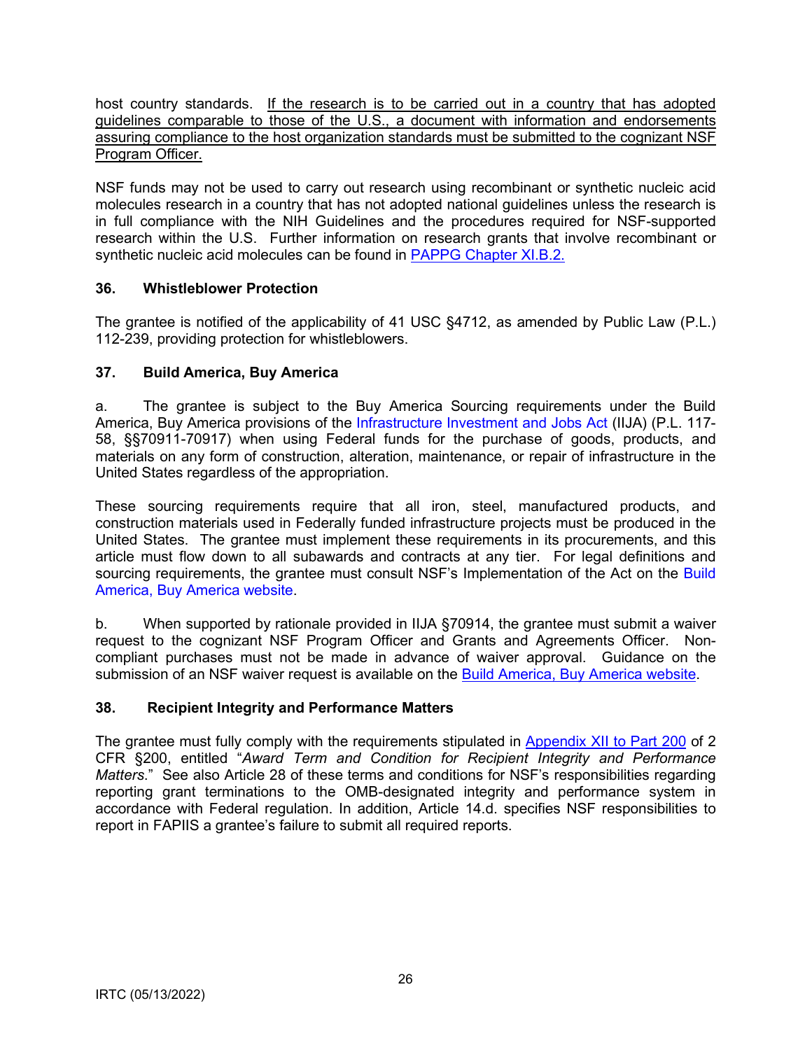host country standards. If the research is to be carried out in a country that has adopted guidelines comparable to those of the U.S., a document with information and endorsements assuring compliance to the host organization standards must be submitted to the cognizant NSF Program Officer.

NSF funds may not be used to carry out research using recombinant or synthetic nucleic acid molecules research in a country that has not adopted national guidelines unless the research is in full compliance with the NIH Guidelines and the procedures required for NSF-supported research within the U.S. Further information on research grants that involve recombinant or synthetic nucleic acid molecules can be found in PAPPG Chapter XI.B.2.

### 36. Whistleblower Protection

The grantee is notified of the applicability of 41 USC §4712, as amended by Public Law (P.L.) 112-239, providing protection for whistleblowers.

### 37. Build America, Buy America

a. The grantee is subject to the Buy America Sourcing requirements under the Build America, Buy America provisions of the Infrastructure Investment and Jobs Act (IIJA) (P.L. 117-58, §§70911-70917) when using Federal funds for the purchase of goods, products, and materials on any form of construction, alteration, maintenance, or repair of infrastructure in the United States regardless of the appropriation.

These sourcing requirements require that all iron, steel, manufactured products, and construction materials used in Federally funded infrastructure projects must be produced in the United States. The grantee must implement these requirements in its procurements, and this article must flow down to all subawards and contracts at any tier. For legal definitions and sourcing requirements, the grantee must consult NSF's Implementation of the Act on the Build America, Buy America website.

b. When supported by rationale provided in IIJA §70914, the grantee must submit a waiver request to the cognizant NSF Program Officer and Grants and Agreements Officer. Non-compliant purchases must not be made in advance of waiver approval. Guidance on the submission of an NSF waiver request is available on the Build America, Buy America website.

### 38. Recipient Integrity and Performance Matters

The grantee must fully comply with the requirements stipulated in Appendix XII to Part 200 of 2 CFR §200, entitled "*Award Term and Condition for Recipient Integrity and Performance Matters*." See also Article 28 of these terms and conditions for NSF's responsibilities regarding reporting grant terminations to the OMB-designated integrity and performance system in accordance with Federal regulation. In addition, Article 14.d. specifies NSF responsibilities to report in FAPIIS a grantee's failure to submit all required reports.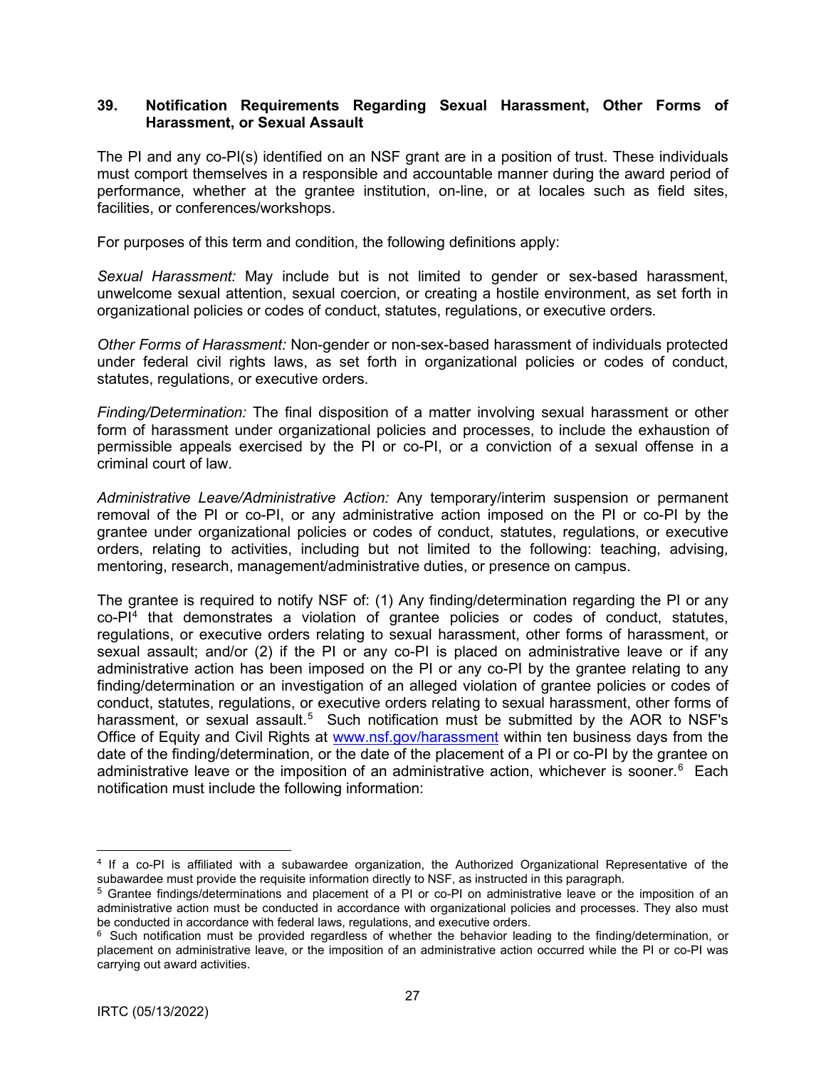### 39. Notification Requirements Regarding Sexual Harassment, Other Forms of Harassment, or Sexual Assault

The PI and any co-PI(s) identified on an NSF grant are in a position of trust. These individuals must comport themselves in a responsible and accountable manner during the award period of performance, whether at the grantee institution, on-line, or at locales such as field sites, facilities, or conferences/workshops.

For purposes of this term and condition, the following definitions apply:

*Sexual Harassment:* May include but is not limited to gender or sex-based harassment, unwelcome sexual attention, sexual coercion, or creating a hostile environment, as set forth in organizational policies or codes of conduct, statutes, regulations, or executive orders.

*Other Forms of Harassment:* Non-gender or non-sex-based harassment of individuals protected under federal civil rights laws, as set forth in organizational policies or codes of conduct, statutes, regulations, or executive orders.

*Finding/Determination:* The final disposition of a matter involving sexual harassment or other form of harassment under organizational policies and processes, to include the exhaustion of permissible appeals exercised by the PI or co-PI, or a conviction of a sexual offense in a criminal court of law.

*Administrative Leave/Administrative Action:* Any temporary/interim suspension or permanent removal of the PI or co-PI, or any administrative action imposed on the PI or co-PI by the grantee under organizational policies or codes of conduct, statutes, regulations, or executive orders, relating to activities, including but not limited to the following: teaching, advising, mentoring, research, management/administrative duties, or presence on campus.

The grantee is required to notify NSF of: (1) Any finding/determination regarding the PI or any co-PI[4] that demonstrates a violation of grantee policies or codes of conduct, statutes, regulations, or executive orders relating to sexual harassment, other forms of harassment, or sexual assault; and/or (2) if the PI or any co-PI is placed on administrative leave or if any administrative action has been imposed on the PI or any co-PI by the grantee relating to any finding/determination or an investigation of an alleged violation of grantee policies or codes of conduct, statutes, regulations, or executive orders relating to sexual harassment, other forms of harassment, or sexual assault.[5] Such notification must be submitted by the AOR to NSF's Office of Equity and Civil Rights at [www.nsf.gov/harassment](http://www.nsf.gov/harassment) within ten business days from the date of the finding/determination, or the date of the placement of a PI or co-PI by the grantee on administrative leave or the imposition of an administrative action, whichever is sooner.[6] Each notification must include the following information:

---

[4] If a co-PI is affiliated with a subawardee organization, the Authorized Organizational Representative of the subawardee must provide the requisite information directly to NSF, as instructed in this paragraph.

[5] Grantee findings/determinations and placement of a PI or co-PI on administrative leave or the imposition of an administrative action must be conducted in accordance with organizational policies and processes. They also must be conducted in accordance with federal laws, regulations, and executive orders.

[6] Such notification must be provided regardless of whether the behavior leading to the finding/determination, or placement on administrative leave, or the imposition of an administrative action occurred while the PI or co-PI was carrying out award activities.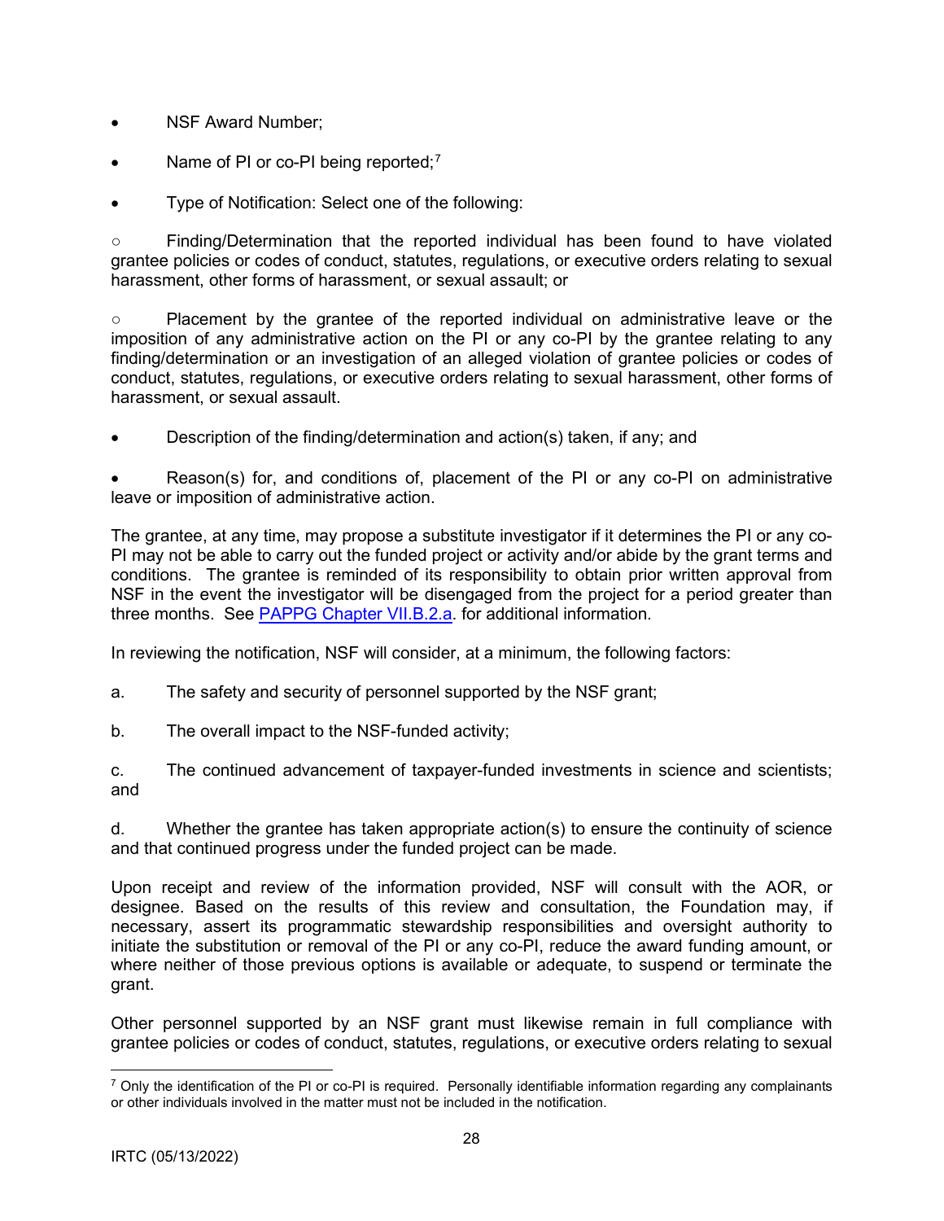- NSF Award Number;
- Name of PI or co-PI being reported;[7]
- Type of Notification: Select one of the following:

○ Finding/Determination that the reported individual has been found to have violated grantee policies or codes of conduct, statutes, regulations, or executive orders relating to sexual harassment, other forms of harassment, or sexual assault; or

○ Placement by the grantee of the reported individual on administrative leave or the imposition of any administrative action on the PI or any co-PI by the grantee relating to any finding/determination or an investigation of an alleged violation of grantee policies or codes of conduct, statutes, regulations, or executive orders relating to sexual harassment, other forms of harassment, or sexual assault.

- Description of the finding/determination and action(s) taken, if any; and
- Reason(s) for, and conditions of, placement of the PI or any co-PI on administrative leave or imposition of administrative action.

The grantee, at any time, may propose a substitute investigator if it determines the PI or any co-PI may not be able to carry out the funded project or activity and/or abide by the grant terms and conditions. The grantee is reminded of its responsibility to obtain prior written approval from NSF in the event the investigator will be disengaged from the project for a period greater than three months. See [PAPPG Chapter VII.B.2.a.] for additional information.

In reviewing the notification, NSF will consider, at a minimum, the following factors:

a. The safety and security of personnel supported by the NSF grant;

b. The overall impact to the NSF-funded activity;

c. The continued advancement of taxpayer-funded investments in science and scientists; and

d. Whether the grantee has taken appropriate action(s) to ensure the continuity of science and that continued progress under the funded project can be made.

Upon receipt and review of the information provided, NSF will consult with the AOR, or designee. Based on the results of this review and consultation, the Foundation may, if necessary, assert its programmatic stewardship responsibilities and oversight authority to initiate the substitution or removal of the PI or any co-PI, reduce the award funding amount, or where neither of those previous options is available or adequate, to suspend or terminate the grant.

Other personnel supported by an NSF grant must likewise remain in full compliance with grantee policies or codes of conduct, statutes, regulations, or executive orders relating to sexual

---

[7] Only the identification of the PI or co-PI is required. Personally identifiable information regarding any complainants or other individuals involved in the matter must not be included in the notification.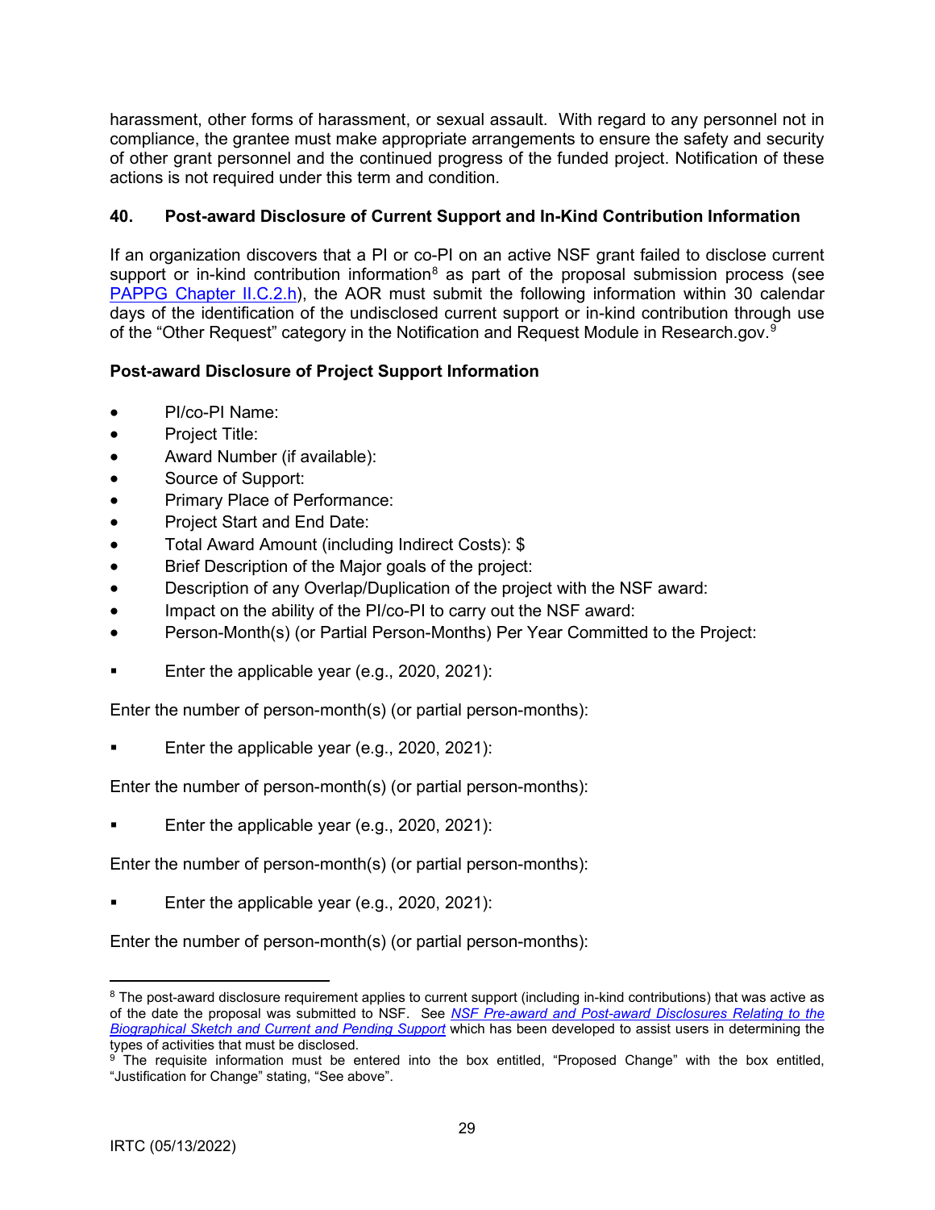harassment, other forms of harassment, or sexual assault. With regard to any personnel not in compliance, the grantee must make appropriate arrangements to ensure the safety and security of other grant personnel and the continued progress of the funded project. Notification of these actions is not required under this term and condition.

### 40. Post-award Disclosure of Current Support and In-Kind Contribution Information

If an organization discovers that a PI or co-PI on an active NSF grant failed to disclose current support or in-kind contribution information[8] as part of the proposal submission process (see [PAPPG Chapter II.C.2.h](#)), the AOR must submit the following information within 30 calendar days of the identification of the undisclosed current support or in-kind contribution through use of the "Other Request" category in the Notification and Request Module in Research.gov.[9]

**Post-award Disclosure of Project Support Information**

- PI/co-PI Name:
- Project Title:
- Award Number (if available):
- Source of Support:
- Primary Place of Performance:
- Project Start and End Date:
- Total Award Amount (including Indirect Costs): $
- Brief Description of the Major goals of the project:
- Description of any Overlap/Duplication of the project with the NSF award:
- Impact on the ability of the PI/co-PI to carry out the NSF award:
- Person-Month(s) (or Partial Person-Months) Per Year Committed to the Project:

- Enter the applicable year (e.g., 2020, 2021):

Enter the number of person-month(s) (or partial person-months):

- Enter the applicable year (e.g., 2020, 2021):

Enter the number of person-month(s) (or partial person-months):

- Enter the applicable year (e.g., 2020, 2021):

Enter the number of person-month(s) (or partial person-months):

- Enter the applicable year (e.g., 2020, 2021):

Enter the number of person-month(s) (or partial person-months):

---

[8] The post-award disclosure requirement applies to current support (including in-kind contributions) that was active as of the date the proposal was submitted to NSF. See *[NSF Pre-award and Post-award Disclosures Relating to the Biographical Sketch and Current and Pending Support](#)* which has been developed to assist users in determining the types of activities that must be disclosed.

[9] The requisite information must be entered into the box entitled, "Proposed Change" with the box entitled, "Justification for Change" stating, "See above".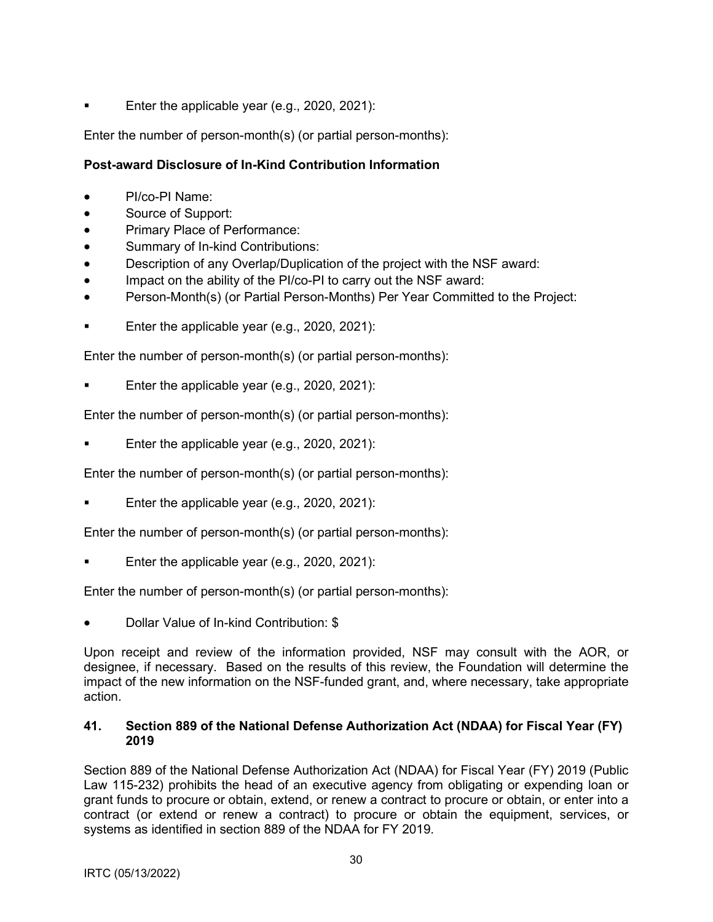- Enter the applicable year (e.g., 2020, 2021):

Enter the number of person-month(s) (or partial person-months):

**Post-award Disclosure of In-Kind Contribution Information**

- PI/co-PI Name:
- Source of Support:
- Primary Place of Performance:
- Summary of In-kind Contributions:
- Description of any Overlap/Duplication of the project with the NSF award:
- Impact on the ability of the PI/co-PI to carry out the NSF award:
- Person-Month(s) (or Partial Person-Months) Per Year Committed to the Project:

- Enter the applicable year (e.g., 2020, 2021):

Enter the number of person-month(s) (or partial person-months):

- Enter the applicable year (e.g., 2020, 2021):

Enter the number of person-month(s) (or partial person-months):

- Enter the applicable year (e.g., 2020, 2021):

Enter the number of person-month(s) (or partial person-months):

- Enter the applicable year (e.g., 2020, 2021):

Enter the number of person-month(s) (or partial person-months):

- Enter the applicable year (e.g., 2020, 2021):

Enter the number of person-month(s) (or partial person-months):

- Dollar Value of In-kind Contribution: $

Upon receipt and review of the information provided, NSF may consult with the AOR, or designee, if necessary. Based on the results of this review, the Foundation will determine the impact of the new information on the NSF-funded grant, and, where necessary, take appropriate action.

### 41. Section 889 of the National Defense Authorization Act (NDAA) for Fiscal Year (FY) 2019

Section 889 of the National Defense Authorization Act (NDAA) for Fiscal Year (FY) 2019 (Public Law 115-232) prohibits the head of an executive agency from obligating or expending loan or grant funds to procure or obtain, extend, or renew a contract to procure or obtain, or enter into a contract (or extend or renew a contract) to procure or obtain the equipment, services, or systems as identified in section 889 of the NDAA for FY 2019.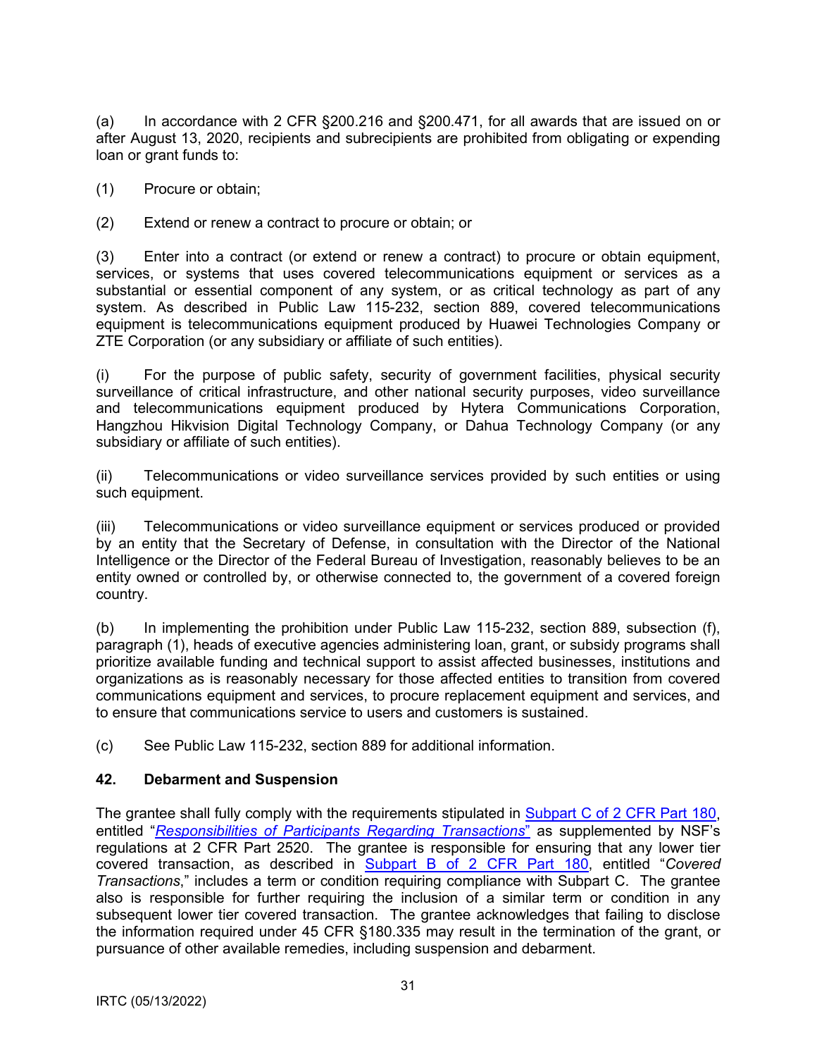(a) In accordance with 2 CFR §200.216 and §200.471, for all awards that are issued on or after August 13, 2020, recipients and subrecipients are prohibited from obligating or expending loan or grant funds to:

(1) Procure or obtain;

(2) Extend or renew a contract to procure or obtain; or

(3) Enter into a contract (or extend or renew a contract) to procure or obtain equipment, services, or systems that uses covered telecommunications equipment or services as a substantial or essential component of any system, or as critical technology as part of any system. As described in Public Law 115-232, section 889, covered telecommunications equipment is telecommunications equipment produced by Huawei Technologies Company or ZTE Corporation (or any subsidiary or affiliate of such entities).

(i) For the purpose of public safety, security of government facilities, physical security surveillance of critical infrastructure, and other national security purposes, video surveillance and telecommunications equipment produced by Hytera Communications Corporation, Hangzhou Hikvision Digital Technology Company, or Dahua Technology Company (or any subsidiary or affiliate of such entities).

(ii) Telecommunications or video surveillance services provided by such entities or using such equipment.

(iii) Telecommunications or video surveillance equipment or services produced or provided by an entity that the Secretary of Defense, in consultation with the Director of the National Intelligence or the Director of the Federal Bureau of Investigation, reasonably believes to be an entity owned or controlled by, or otherwise connected to, the government of a covered foreign country.

(b) In implementing the prohibition under Public Law 115-232, section 889, subsection (f), paragraph (1), heads of executive agencies administering loan, grant, or subsidy programs shall prioritize available funding and technical support to assist affected businesses, institutions and organizations as is reasonably necessary for those affected entities to transition from covered communications equipment and services, to procure replacement equipment and services, and to ensure that communications service to users and customers is sustained.

(c) See Public Law 115-232, section 889 for additional information.

### 42. Debarment and Suspension

The grantee shall fully comply with the requirements stipulated in Subpart C of 2 CFR Part 180, entitled "*Responsibilities of Participants Regarding Transactions*" as supplemented by NSF's regulations at 2 CFR Part 2520. The grantee is responsible for ensuring that any lower tier covered transaction, as described in Subpart B of 2 CFR Part 180, entitled "*Covered Transactions*," includes a term or condition requiring compliance with Subpart C. The grantee also is responsible for further requiring the inclusion of a similar term or condition in any subsequent lower tier covered transaction. The grantee acknowledges that failing to disclose the information required under 45 CFR §180.335 may result in the termination of the grant, or pursuance of other available remedies, including suspension and debarment.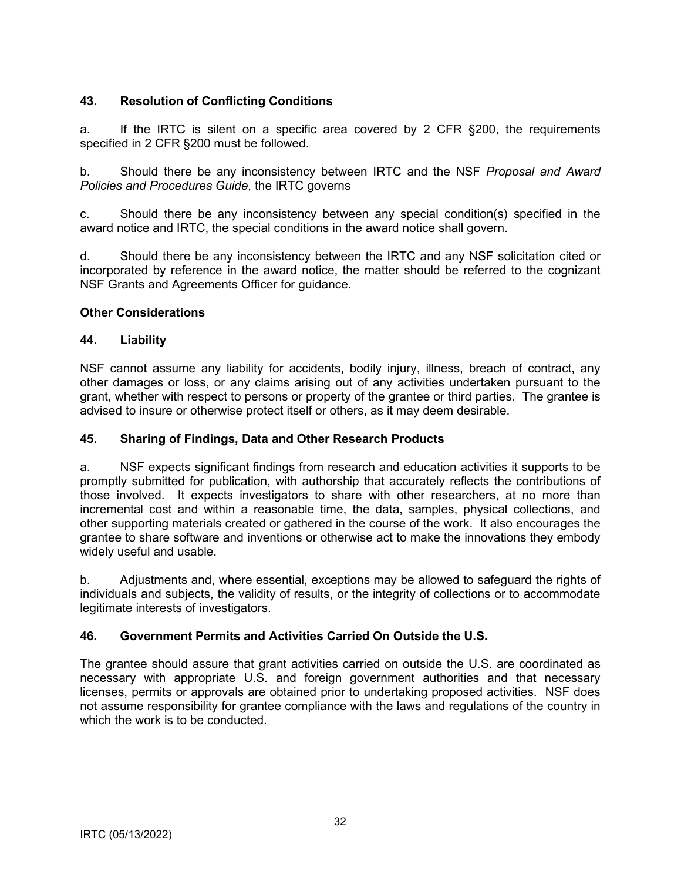### 43. Resolution of Conflicting Conditions

a. If the IRTC is silent on a specific area covered by 2 CFR §200, the requirements specified in 2 CFR §200 must be followed.

b. Should there be any inconsistency between IRTC and the NSF *Proposal and Award Policies and Procedures Guide*, the IRTC governs

c. Should there be any inconsistency between any special condition(s) specified in the award notice and IRTC, the special conditions in the award notice shall govern.

d. Should there be any inconsistency between the IRTC and any NSF solicitation cited or incorporated by reference in the award notice, the matter should be referred to the cognizant NSF Grants and Agreements Officer for guidance.

## Other Considerations

### 44. Liability

NSF cannot assume any liability for accidents, bodily injury, illness, breach of contract, any other damages or loss, or any claims arising out of any activities undertaken pursuant to the grant, whether with respect to persons or property of the grantee or third parties. The grantee is advised to insure or otherwise protect itself or others, as it may deem desirable.

### 45. Sharing of Findings, Data and Other Research Products

a. NSF expects significant findings from research and education activities it supports to be promptly submitted for publication, with authorship that accurately reflects the contributions of those involved. It expects investigators to share with other researchers, at no more than incremental cost and within a reasonable time, the data, samples, physical collections, and other supporting materials created or gathered in the course of the work. It also encourages the grantee to share software and inventions or otherwise act to make the innovations they embody widely useful and usable.

b. Adjustments and, where essential, exceptions may be allowed to safeguard the rights of individuals and subjects, the validity of results, or the integrity of collections or to accommodate legitimate interests of investigators.

### 46. Government Permits and Activities Carried On Outside the U.S.

The grantee should assure that grant activities carried on outside the U.S. are coordinated as necessary with appropriate U.S. and foreign government authorities and that necessary licenses, permits or approvals are obtained prior to undertaking proposed activities. NSF does not assume responsibility for grantee compliance with the laws and regulations of the country in which the work is to be conducted.